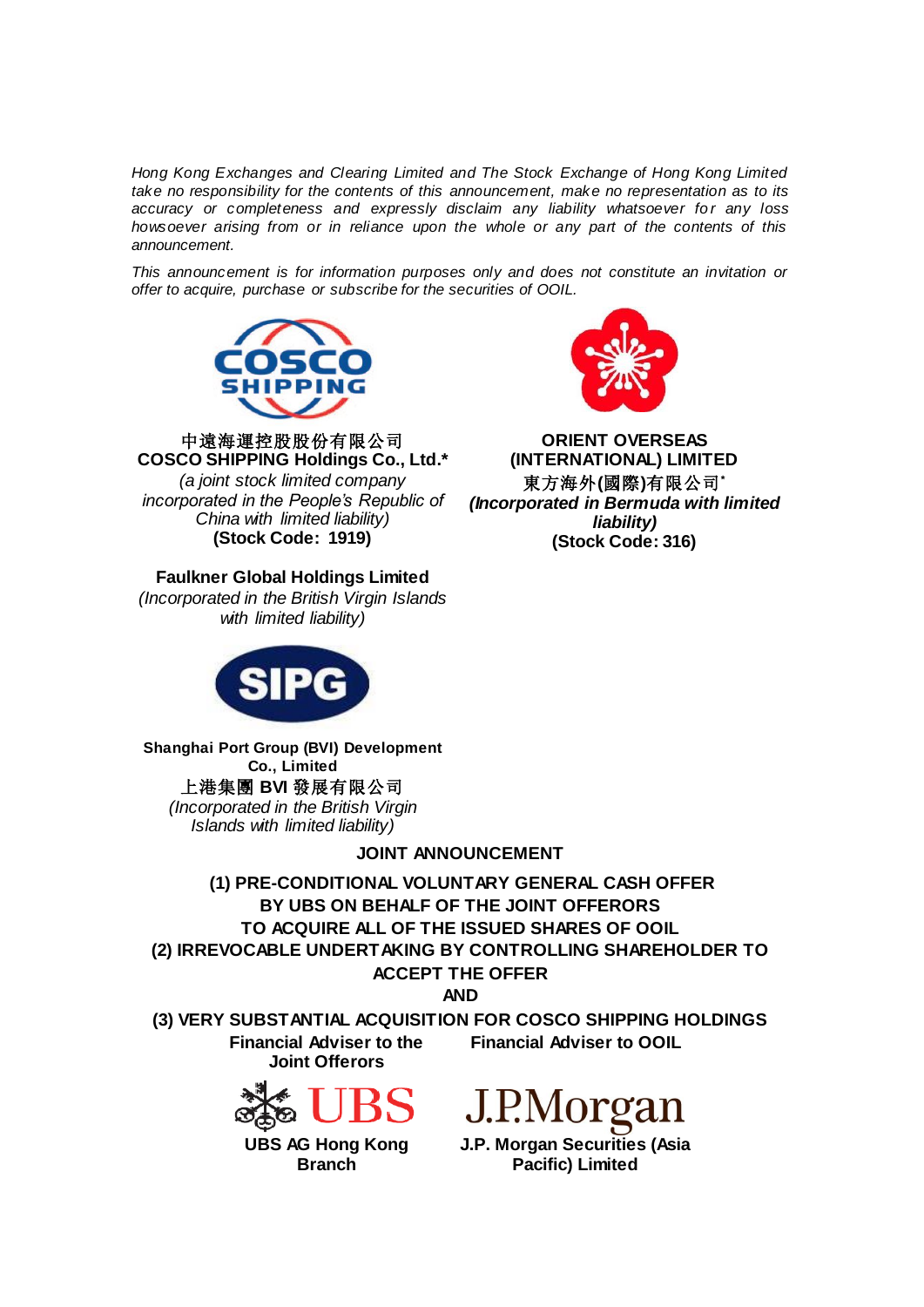*Hong Kong Exchanges and Clearing Limited and The Stock Exchange of Hong Kong Limited take no responsibility for the contents of this announcement, make no representation as to its accuracy or completeness and expressly disclaim any liability whatsoever for any loss howsoever arising from or in reliance upon the whole or any part of the contents of this announcement.*

*This announcement is for information purposes only and does not constitute an invitation or offer to acquire, purchase or subscribe for the securities of OOIL.*

**中遠海運控股股份有限公司**
**COSCO SHIPPING Holdings Co., Ltd.***
*(a joint stock limited company incorporated in the People's Republic of China with limited liability)*
**(Stock Code: 1919)**

**ORIENT OVERSEAS (INTERNATIONAL) LIMITED**
**東方海外(國際)有限公司***
***(Incorporated in Bermuda with limited liability)***
**(Stock Code: 316)**

**Faulkner Global Holdings Limited**
*(Incorporated in the British Virgin Islands with limited liability)*

**Shanghai Port Group (BVI) Development Co., Limited**
**上港集團 BVI 發展有限公司**
*(Incorporated in the British Virgin Islands with limited liability)*

**JOINT ANNOUNCEMENT**

**(1) PRE-CONDITIONAL VOLUNTARY GENERAL CASH OFFER BY UBS ON BEHALF OF THE JOINT OFFERORS TO ACQUIRE ALL OF THE ISSUED SHARES OF OOIL**
**(2) IRREVOCABLE UNDERTAKING BY CONTROLLING SHAREHOLDER TO ACCEPT THE OFFER**
**AND**
**(3) VERY SUBSTANTIAL ACQUISITION FOR COSCO SHIPPING HOLDINGS**

**Financial Adviser to the Joint Offerors**

**UBS AG Hong Kong Branch**

**Financial Adviser to OOIL**

**J.P. Morgan Securities (Asia Pacific) Limited**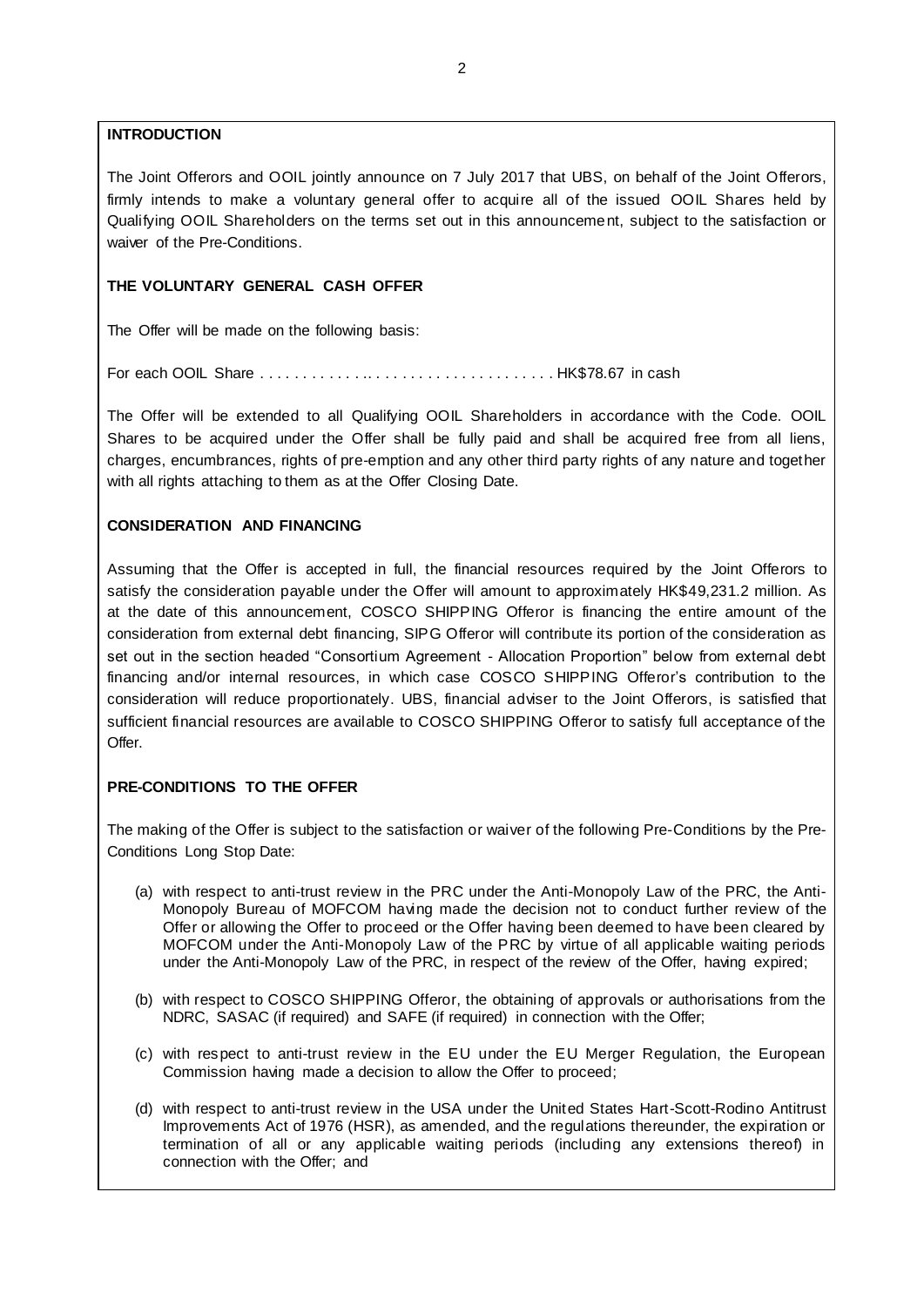## INTRODUCTION

The Joint Offerors and OOIL jointly announce on 7 July 2017 that UBS, on behalf of the Joint Offerors, firmly intends to make a voluntary general offer to acquire all of the issued OOIL Shares held by Qualifying OOIL Shareholders on the terms set out in this announcement, subject to the satisfaction or waiver of the Pre-Conditions.

## THE VOLUNTARY GENERAL CASH OFFER

The Offer will be made on the following basis:

For each OOIL Share . . . . . . . . . . . . . . . . . . . . . . . . . . . . . . . . . . . . . HK$78.67 in cash

The Offer will be extended to all Qualifying OOIL Shareholders in accordance with the Code. OOIL Shares to be acquired under the Offer shall be fully paid and shall be acquired free from all liens, charges, encumbrances, rights of pre-emption and any other third party rights of any nature and together with all rights attaching to them as at the Offer Closing Date.

## CONSIDERATION AND FINANCING

Assuming that the Offer is accepted in full, the financial resources required by the Joint Offerors to satisfy the consideration payable under the Offer will amount to approximately HK$49,231.2 million. As at the date of this announcement, COSCO SHIPPING Offeror is financing the entire amount of the consideration from external debt financing, SIPG Offeror will contribute its portion of the consideration as set out in the section headed "Consortium Agreement - Allocation Proportion" below from external debt financing and/or internal resources, in which case COSCO SHIPPING Offeror's contribution to the consideration will reduce proportionately. UBS, financial adviser to the Joint Offerors, is satisfied that sufficient financial resources are available to COSCO SHIPPING Offeror to satisfy full acceptance of the Offer.

## PRE-CONDITIONS TO THE OFFER

The making of the Offer is subject to the satisfaction or waiver of the following Pre-Conditions by the Pre-Conditions Long Stop Date:

(a) with respect to anti-trust review in the PRC under the Anti-Monopoly Law of the PRC, the Anti-Monopoly Bureau of MOFCOM having made the decision not to conduct further review of the Offer or allowing the Offer to proceed or the Offer having been deemed to have been cleared by MOFCOM under the Anti-Monopoly Law of the PRC by virtue of all applicable waiting periods under the Anti-Monopoly Law of the PRC, in respect of the review of the Offer, having expired;

(b) with respect to COSCO SHIPPING Offeror, the obtaining of approvals or authorisations from the NDRC, SASAC (if required) and SAFE (if required) in connection with the Offer;

(c) with respect to anti-trust review in the EU under the EU Merger Regulation, the European Commission having made a decision to allow the Offer to proceed;

(d) with respect to anti-trust review in the USA under the United States Hart-Scott-Rodino Antitrust Improvements Act of 1976 (HSR), as amended, and the regulations thereunder, the expiration or termination of all or any applicable waiting periods (including any extensions thereof) in connection with the Offer; and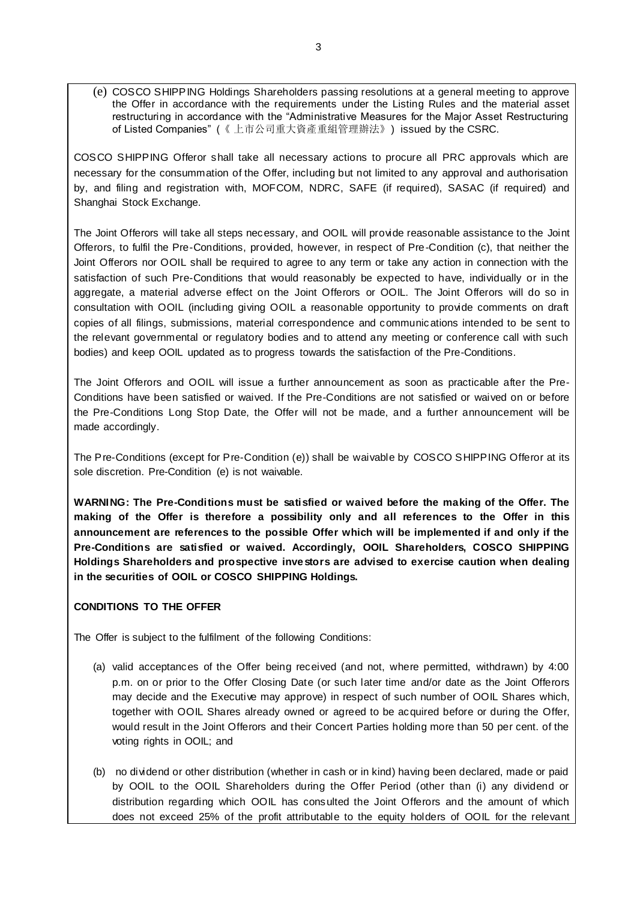(e) COSCO SHIPPING Holdings Shareholders passing resolutions at a general meeting to approve the Offer in accordance with the requirements under the Listing Rules and the material asset restructuring in accordance with the "Administrative Measures for the Major Asset Restructuring of Listed Companies" (《上市公司重大資產重組管理辦法》) issued by the CSRC.

COSCO SHIPPING Offeror shall take all necessary actions to procure all PRC approvals which are necessary for the consummation of the Offer, including but not limited to any approval and authorisation by, and filing and registration with, MOFCOM, NDRC, SAFE (if required), SASAC (if required) and Shanghai Stock Exchange.

The Joint Offerors will take all steps necessary, and OOIL will provide reasonable assistance to the Joint Offerors, to fulfil the Pre-Conditions, provided, however, in respect of Pre-Condition (c), that neither the Joint Offerors nor OOIL shall be required to agree to any term or take any action in connection with the satisfaction of such Pre-Conditions that would reasonably be expected to have, individually or in the aggregate, a material adverse effect on the Joint Offerors or OOIL. The Joint Offerors will do so in consultation with OOIL (including giving OOIL a reasonable opportunity to provide comments on draft copies of all filings, submissions, material correspondence and communications intended to be sent to the relevant governmental or regulatory bodies and to attend any meeting or conference call with such bodies) and keep OOIL updated as to progress towards the satisfaction of the Pre-Conditions.

The Joint Offerors and OOIL will issue a further announcement as soon as practicable after the Pre-Conditions have been satisfied or waived. If the Pre-Conditions are not satisfied or waived on or before the Pre-Conditions Long Stop Date, the Offer will not be made, and a further announcement will be made accordingly.

The Pre-Conditions (except for Pre-Condition (e)) shall be waivable by COSCO SHIPPING Offeror at its sole discretion. Pre-Condition (e) is not waivable.

**WARNING: The Pre-Conditions must be satisfied or waived before the making of the Offer. The making of the Offer is therefore a possibility only and all references to the Offer in this announcement are references to the possible Offer which will be implemented if and only if the Pre-Conditions are satisfied or waived. Accordingly, OOIL Shareholders, COSCO SHIPPING Holdings Shareholders and prospective investors are advised to exercise caution when dealing in the securities of OOIL or COSCO SHIPPING Holdings.**

**CONDITIONS TO THE OFFER**

The Offer is subject to the fulfilment of the following Conditions:

(a) valid acceptances of the Offer being received (and not, where permitted, withdrawn) by 4:00 p.m. on or prior to the Offer Closing Date (or such later time and/or date as the Joint Offerors may decide and the Executive may approve) in respect of such number of OOIL Shares which, together with OOIL Shares already owned or agreed to be acquired before or during the Offer, would result in the Joint Offerors and their Concert Parties holding more than 50 per cent. of the voting rights in OOIL; and

(b) no dividend or other distribution (whether in cash or in kind) having been declared, made or paid by OOIL to the OOIL Shareholders during the Offer Period (other than (i) any dividend or distribution regarding which OOIL has consulted the Joint Offerors and the amount of which does not exceed 25% of the profit attributable to the equity holders of OOIL for the relevant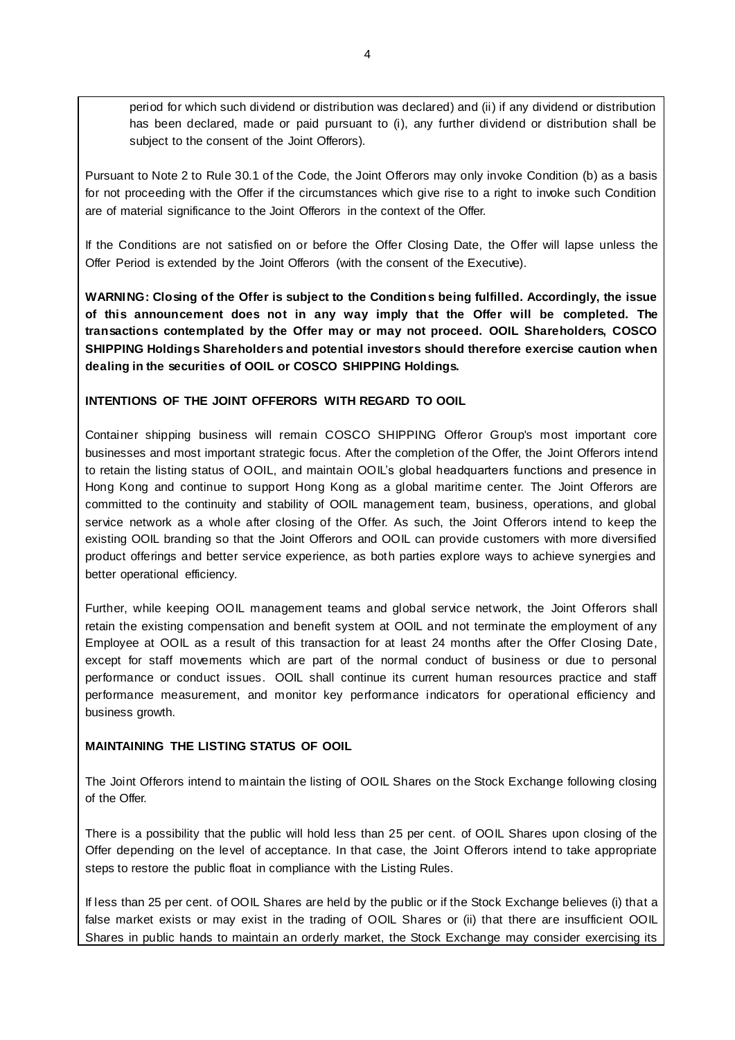period for which such dividend or distribution was declared) and (ii) if any dividend or distribution has been declared, made or paid pursuant to (i), any further dividend or distribution shall be subject to the consent of the Joint Offerors).

Pursuant to Note 2 to Rule 30.1 of the Code, the Joint Offerors may only invoke Condition (b) as a basis for not proceeding with the Offer if the circumstances which give rise to a right to invoke such Condition are of material significance to the Joint Offerors in the context of the Offer.

If the Conditions are not satisfied on or before the Offer Closing Date, the Offer will lapse unless the Offer Period is extended by the Joint Offerors (with the consent of the Executive).

**WARNING: Closing of the Offer is subject to the Conditions being fulfilled. Accordingly, the issue of this announcement does not in any way imply that the Offer will be completed. The transactions contemplated by the Offer may or may not proceed. OOIL Shareholders, COSCO SHIPPING Holdings Shareholders and potential investors should therefore exercise caution when dealing in the securities of OOIL or COSCO SHIPPING Holdings.**

**INTENTIONS OF THE JOINT OFFERORS WITH REGARD TO OOIL**

Container shipping business will remain COSCO SHIPPING Offeror Group's most important core businesses and most important strategic focus. After the completion of the Offer, the Joint Offerors intend to retain the listing status of OOIL, and maintain OOIL's global headquarters functions and presence in Hong Kong and continue to support Hong Kong as a global maritime center. The Joint Offerors are committed to the continuity and stability of OOIL management team, business, operations, and global service network as a whole after closing of the Offer. As such, the Joint Offerors intend to keep the existing OOIL branding so that the Joint Offerors and OOIL can provide customers with more diversified product offerings and better service experience, as both parties explore ways to achieve synergies and better operational efficiency.

Further, while keeping OOIL management teams and global service network, the Joint Offerors shall retain the existing compensation and benefit system at OOIL and not terminate the employment of any Employee at OOIL as a result of this transaction for at least 24 months after the Offer Closing Date, except for staff movements which are part of the normal conduct of business or due to personal performance or conduct issues. OOIL shall continue its current human resources practice and staff performance measurement, and monitor key performance indicators for operational efficiency and business growth.

**MAINTAINING THE LISTING STATUS OF OOIL**

The Joint Offerors intend to maintain the listing of OOIL Shares on the Stock Exchange following closing of the Offer.

There is a possibility that the public will hold less than 25 per cent. of OOIL Shares upon closing of the Offer depending on the level of acceptance. In that case, the Joint Offerors intend to take appropriate steps to restore the public float in compliance with the Listing Rules.

If less than 25 per cent. of OOIL Shares are held by the public or if the Stock Exchange believes (i) that a false market exists or may exist in the trading of OOIL Shares or (ii) that there are insufficient OOIL Shares in public hands to maintain an orderly market, the Stock Exchange may consider exercising its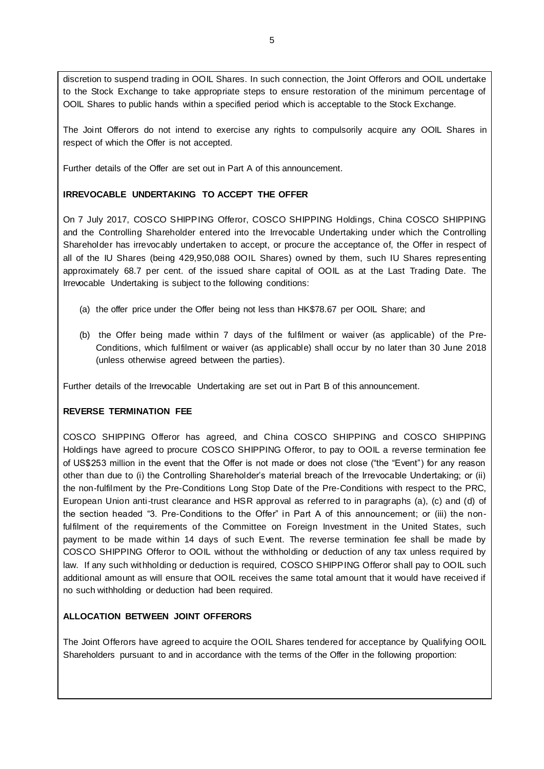discretion to suspend trading in OOIL Shares. In such connection, the Joint Offerors and OOIL undertake to the Stock Exchange to take appropriate steps to ensure restoration of the minimum percentage of OOIL Shares to public hands within a specified period which is acceptable to the Stock Exchange.

The Joint Offerors do not intend to exercise any rights to compulsorily acquire any OOIL Shares in respect of which the Offer is not accepted.

Further details of the Offer are set out in Part A of this announcement.

**IRREVOCABLE UNDERTAKING TO ACCEPT THE OFFER**

On 7 July 2017, COSCO SHIPPING Offeror, COSCO SHIPPING Holdings, China COSCO SHIPPING and the Controlling Shareholder entered into the Irrevocable Undertaking under which the Controlling Shareholder has irrevocably undertaken to accept, or procure the acceptance of, the Offer in respect of all of the IU Shares (being 429,950,088 OOIL Shares) owned by them, such IU Shares representing approximately 68.7 per cent. of the issued share capital of OOIL as at the Last Trading Date. The Irrevocable Undertaking is subject to the following conditions:

(a) the offer price under the Offer being not less than HK$78.67 per OOIL Share; and

(b) the Offer being made within 7 days of the fulfilment or waiver (as applicable) of the Pre-Conditions, which fulfilment or waiver (as applicable) shall occur by no later than 30 June 2018 (unless otherwise agreed between the parties).

Further details of the Irrevocable Undertaking are set out in Part B of this announcement.

**REVERSE TERMINATION FEE**

COSCO SHIPPING Offeror has agreed, and China COSCO SHIPPING and COSCO SHIPPING Holdings have agreed to procure COSCO SHIPPING Offeror, to pay to OOIL a reverse termination fee of US$253 million in the event that the Offer is not made or does not close ("the "Event") for any reason other than due to (i) the Controlling Shareholder's material breach of the Irrevocable Undertaking; or (ii) the non-fulfilment by the Pre-Conditions Long Stop Date of the Pre-Conditions with respect to the PRC, European Union anti-trust clearance and HSR approval as referred to in paragraphs (a), (c) and (d) of the section headed "3. Pre-Conditions to the Offer" in Part A of this announcement; or (iii) the non-fulfilment of the requirements of the Committee on Foreign Investment in the United States, such payment to be made within 14 days of such Event. The reverse termination fee shall be made by COSCO SHIPPING Offeror to OOIL without the withholding or deduction of any tax unless required by law. If any such withholding or deduction is required, COSCO SHIPPING Offeror shall pay to OOIL such additional amount as will ensure that OOIL receives the same total amount that it would have received if no such withholding or deduction had been required.

**ALLOCATION BETWEEN JOINT OFFERORS**

The Joint Offerors have agreed to acquire the OOIL Shares tendered for acceptance by Qualifying OOIL Shareholders pursuant to and in accordance with the terms of the Offer in the following proportion: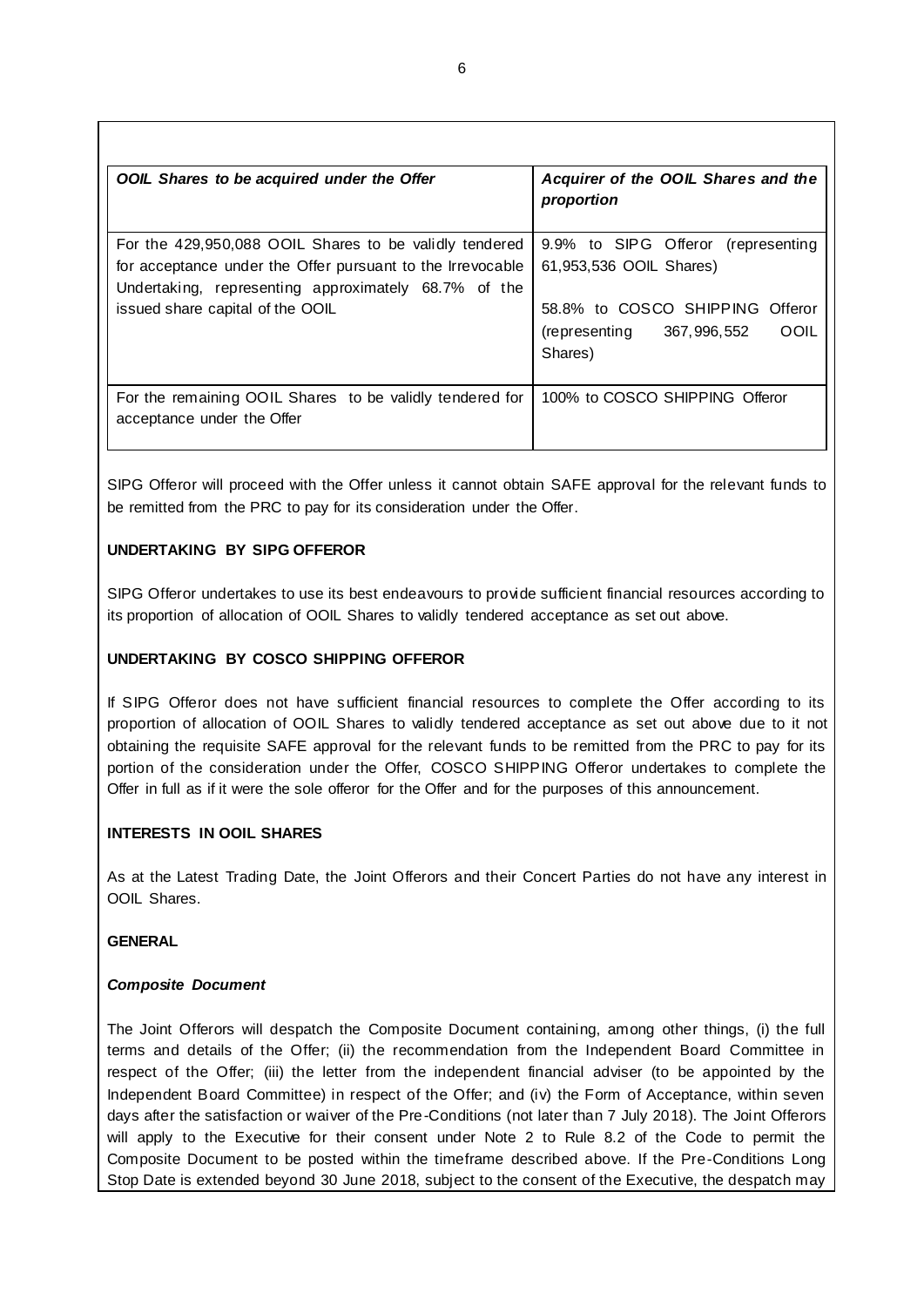| *OOIL Shares to be acquired under the Offer* | *Acquirer of the OOIL Shares and the proportion* |
|---|---|
| For the 429,950,088 OOIL Shares to be validly tendered for acceptance under the Offer pursuant to the Irrevocable Undertaking, representing approximately 68.7% of the issued share capital of the OOIL | 9.9% to SIPG Offeror (representing 61,953,536 OOIL Shares)<br><br>58.8% to COSCO SHIPPING Offeror (representing 367,996,552 OOIL Shares) |
| For the remaining OOIL Shares to be validly tendered for acceptance under the Offer | 100% to COSCO SHIPPING Offeror |

SIPG Offeror will proceed with the Offer unless it cannot obtain SAFE approval for the relevant funds to be remitted from the PRC to pay for its consideration under the Offer.

**UNDERTAKING BY SIPG OFFEROR**

SIPG Offeror undertakes to use its best endeavours to provide sufficient financial resources according to its proportion of allocation of OOIL Shares to validly tendered acceptance as set out above.

**UNDERTAKING BY COSCO SHIPPING OFFEROR**

If SIPG Offeror does not have sufficient financial resources to complete the Offer according to its proportion of allocation of OOIL Shares to validly tendered acceptance as set out above due to it not obtaining the requisite SAFE approval for the relevant funds to be remitted from the PRC to pay for its portion of the consideration under the Offer, COSCO SHIPPING Offeror undertakes to complete the Offer in full as if it were the sole offeror for the Offer and for the purposes of this announcement.

**INTERESTS IN OOIL SHARES**

As at the Latest Trading Date, the Joint Offerors and their Concert Parties do not have any interest in OOIL Shares.

**GENERAL**

***Composite Document***

The Joint Offerors will despatch the Composite Document containing, among other things, (i) the full terms and details of the Offer; (ii) the recommendation from the Independent Board Committee in respect of the Offer; (iii) the letter from the independent financial adviser (to be appointed by the Independent Board Committee) in respect of the Offer; and (iv) the Form of Acceptance, within seven days after the satisfaction or waiver of the Pre-Conditions (not later than 7 July 2018). The Joint Offerors will apply to the Executive for their consent under Note 2 to Rule 8.2 of the Code to permit the Composite Document to be posted within the timeframe described above. If the Pre-Conditions Long Stop Date is extended beyond 30 June 2018, subject to the consent of the Executive, the despatch may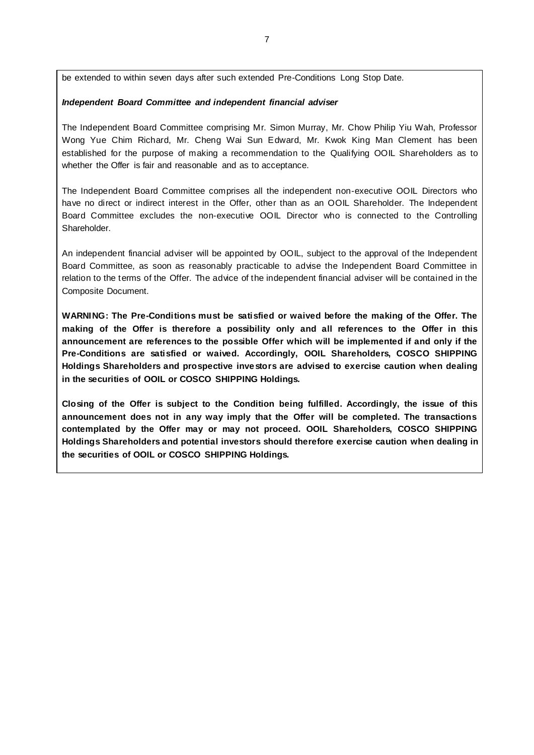be extended to within seven days after such extended Pre-Conditions Long Stop Date.

***Independent Board Committee and independent financial adviser***

The Independent Board Committee comprising Mr. Simon Murray, Mr. Chow Philip Yiu Wah, Professor Wong Yue Chim Richard, Mr. Cheng Wai Sun Edward, Mr. Kwok King Man Clement has been established for the purpose of making a recommendation to the Qualifying OOIL Shareholders as to whether the Offer is fair and reasonable and as to acceptance.

The Independent Board Committee comprises all the independent non-executive OOIL Directors who have no direct or indirect interest in the Offer, other than as an OOIL Shareholder. The Independent Board Committee excludes the non-executive OOIL Director who is connected to the Controlling Shareholder.

An independent financial adviser will be appointed by OOIL, subject to the approval of the Independent Board Committee, as soon as reasonably practicable to advise the Independent Board Committee in relation to the terms of the Offer. The advice of the independent financial adviser will be contained in the Composite Document.

**WARNING: The Pre-Conditions must be satisfied or waived before the making of the Offer. The making of the Offer is therefore a possibility only and all references to the Offer in this announcement are references to the possible Offer which will be implemented if and only if the Pre-Conditions are satisfied or waived. Accordingly, OOIL Shareholders, COSCO SHIPPING Holdings Shareholders and prospective investors are advised to exercise caution when dealing in the securities of OOIL or COSCO SHIPPING Holdings.**

**Closing of the Offer is subject to the Condition being fulfilled. Accordingly, the issue of this announcement does not in any way imply that the Offer will be completed. The transactions contemplated by the Offer may or may not proceed. OOIL Shareholders, COSCO SHIPPING Holdings Shareholders and potential investors should therefore exercise caution when dealing in the securities of OOIL or COSCO SHIPPING Holdings.**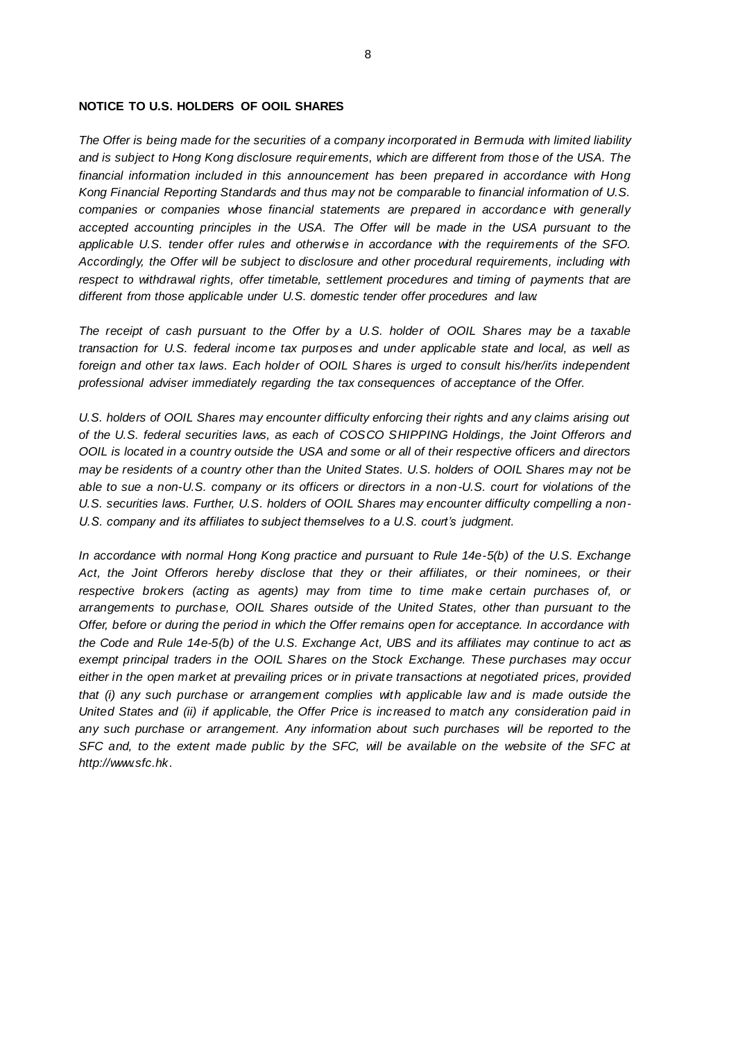**NOTICE TO U.S. HOLDERS OF OOIL SHARES**

*The Offer is being made for the securities of a company incorporated in Bermuda with limited liability and is subject to Hong Kong disclosure requirements, which are different from those of the USA. The financial information included in this announcement has been prepared in accordance with Hong Kong Financial Reporting Standards and thus may not be comparable to financial information of U.S. companies or companies whose financial statements are prepared in accordance with generally accepted accounting principles in the USA. The Offer will be made in the USA pursuant to the applicable U.S. tender offer rules and otherwise in accordance with the requirements of the SFO. Accordingly, the Offer will be subject to disclosure and other procedural requirements, including with respect to withdrawal rights, offer timetable, settlement procedures and timing of payments that are different from those applicable under U.S. domestic tender offer procedures and law.*

*The receipt of cash pursuant to the Offer by a U.S. holder of OOIL Shares may be a taxable transaction for U.S. federal income tax purposes and under applicable state and local, as well as foreign and other tax laws. Each holder of OOIL Shares is urged to consult his/her/its independent professional adviser immediately regarding the tax consequences of acceptance of the Offer.*

*U.S. holders of OOIL Shares may encounter difficulty enforcing their rights and any claims arising out of the U.S. federal securities laws, as each of COSCO SHIPPING Holdings, the Joint Offerors and OOIL is located in a country outside the USA and some or all of their respective officers and directors may be residents of a country other than the United States. U.S. holders of OOIL Shares may not be able to sue a non-U.S. company or its officers or directors in a non-U.S. court for violations of the U.S. securities laws. Further, U.S. holders of OOIL Shares may encounter difficulty compelling a non-U.S. company and its affiliates to subject themselves to a U.S. court's judgment.*

*In accordance with normal Hong Kong practice and pursuant to Rule 14e-5(b) of the U.S. Exchange Act, the Joint Offerors hereby disclose that they or their affiliates, or their nominees, or their respective brokers (acting as agents) may from time to time make certain purchases of, or arrangements to purchase, OOIL Shares outside of the United States, other than pursuant to the Offer, before or during the period in which the Offer remains open for acceptance. In accordance with the Code and Rule 14e-5(b) of the U.S. Exchange Act, UBS and its affiliates may continue to act as exempt principal traders in the OOIL Shares on the Stock Exchange. These purchases may occur either in the open market at prevailing prices or in private transactions at negotiated prices, provided that (i) any such purchase or arrangement complies with applicable law and is made outside the United States and (ii) if applicable, the Offer Price is increased to match any consideration paid in any such purchase or arrangement. Any information about such purchases will be reported to the SFC and, to the extent made public by the SFC, will be available on the website of the SFC at http://www.sfc.hk.*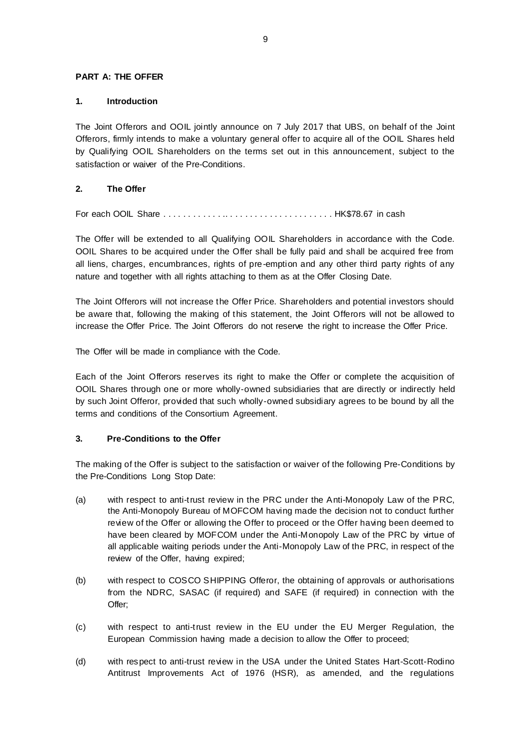**PART A: THE OFFER**

**1. Introduction**

The Joint Offerors and OOIL jointly announce on 7 July 2017 that UBS, on behalf of the Joint Offerors, firmly intends to make a voluntary general offer to acquire all of the OOIL Shares held by Qualifying OOIL Shareholders on the terms set out in this announcement, subject to the satisfaction or waiver of the Pre-Conditions.

**2. The Offer**

For each OOIL Share . . . . . . . . . . . . . . . . . . . . . . . . . . . . . . . . . . . . . HK$78.67 in cash

The Offer will be extended to all Qualifying OOIL Shareholders in accordance with the Code. OOIL Shares to be acquired under the Offer shall be fully paid and shall be acquired free from all liens, charges, encumbrances, rights of pre-emption and any other third party rights of any nature and together with all rights attaching to them as at the Offer Closing Date.

The Joint Offerors will not increase the Offer Price. Shareholders and potential investors should be aware that, following the making of this statement, the Joint Offerors will not be allowed to increase the Offer Price. The Joint Offerors do not reserve the right to increase the Offer Price.

The Offer will be made in compliance with the Code.

Each of the Joint Offerors reserves its right to make the Offer or complete the acquisition of OOIL Shares through one or more wholly-owned subsidiaries that are directly or indirectly held by such Joint Offeror, provided that such wholly-owned subsidiary agrees to be bound by all the terms and conditions of the Consortium Agreement.

**3. Pre-Conditions to the Offer**

The making of the Offer is subject to the satisfaction or waiver of the following Pre-Conditions by the Pre-Conditions Long Stop Date:

(a) with respect to anti-trust review in the PRC under the Anti-Monopoly Law of the PRC, the Anti-Monopoly Bureau of MOFCOM having made the decision not to conduct further review of the Offer or allowing the Offer to proceed or the Offer having been deemed to have been cleared by MOFCOM under the Anti-Monopoly Law of the PRC by virtue of all applicable waiting periods under the Anti-Monopoly Law of the PRC, in respect of the review of the Offer, having expired;

(b) with respect to COSCO SHIPPING Offeror, the obtaining of approvals or authorisations from the NDRC, SASAC (if required) and SAFE (if required) in connection with the Offer;

(c) with respect to anti-trust review in the EU under the EU Merger Regulation, the European Commission having made a decision to allow the Offer to proceed;

(d) with respect to anti-trust review in the USA under the United States Hart-Scott-Rodino Antitrust Improvements Act of 1976 (HSR), as amended, and the regulations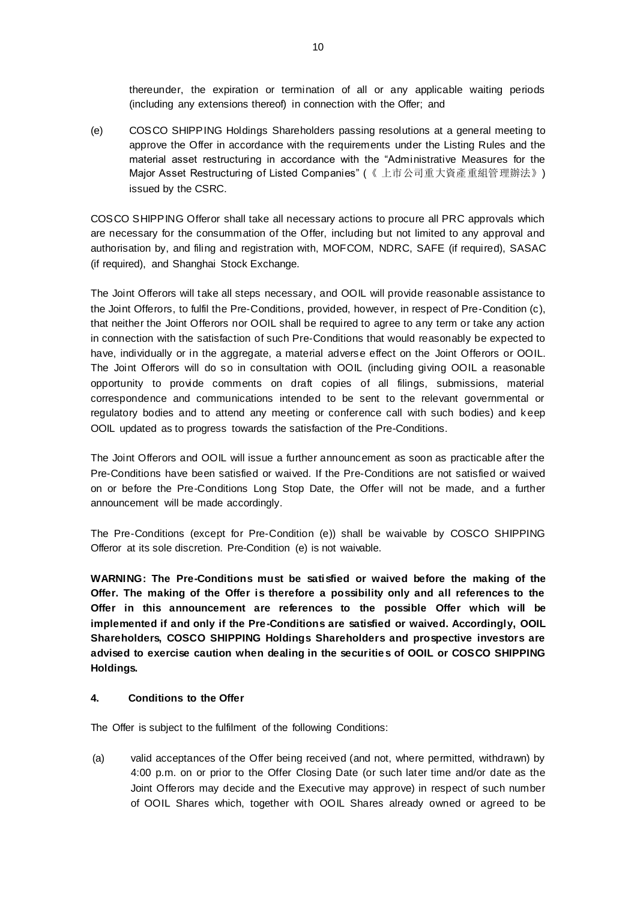thereunder, the expiration or termination of all or any applicable waiting periods (including any extensions thereof) in connection with the Offer; and

(e) COSCO SHIPPING Holdings Shareholders passing resolutions at a general meeting to approve the Offer in accordance with the requirements under the Listing Rules and the material asset restructuring in accordance with the "Administrative Measures for the Major Asset Restructuring of Listed Companies" (《上市公司重大資產重組管理辦法》) issued by the CSRC.

COSCO SHIPPING Offeror shall take all necessary actions to procure all PRC approvals which are necessary for the consummation of the Offer, including but not limited to any approval and authorisation by, and filing and registration with, MOFCOM, NDRC, SAFE (if required), SASAC (if required), and Shanghai Stock Exchange.

The Joint Offerors will take all steps necessary, and OOIL will provide reasonable assistance to the Joint Offerors, to fulfil the Pre-Conditions, provided, however, in respect of Pre-Condition (c), that neither the Joint Offerors nor OOIL shall be required to agree to any term or take any action in connection with the satisfaction of such Pre-Conditions that would reasonably be expected to have, individually or in the aggregate, a material adverse effect on the Joint Offerors or OOIL. The Joint Offerors will do so in consultation with OOIL (including giving OOIL a reasonable opportunity to provide comments on draft copies of all filings, submissions, material correspondence and communications intended to be sent to the relevant governmental or regulatory bodies and to attend any meeting or conference call with such bodies) and keep OOIL updated as to progress towards the satisfaction of the Pre-Conditions.

The Joint Offerors and OOIL will issue a further announcement as soon as practicable after the Pre-Conditions have been satisfied or waived. If the Pre-Conditions are not satisfied or waived on or before the Pre-Conditions Long Stop Date, the Offer will not be made, and a further announcement will be made accordingly.

The Pre-Conditions (except for Pre-Condition (e)) shall be waivable by COSCO SHIPPING Offeror at its sole discretion. Pre-Condition (e) is not waivable.

**WARNING: The Pre-Conditions must be satisfied or waived before the making of the Offer. The making of the Offer is therefore a possibility only and all references to the Offer in this announcement are references to the possible Offer which will be implemented if and only if the Pre-Conditions are satisfied or waived. Accordingly, OOIL Shareholders, COSCO SHIPPING Holdings Shareholders and prospective investors are advised to exercise caution when dealing in the securities of OOIL or COSCO SHIPPING Holdings.**

### 4. Conditions to the Offer

The Offer is subject to the fulfilment of the following Conditions:

(a) valid acceptances of the Offer being received (and not, where permitted, withdrawn) by 4:00 p.m. on or prior to the Offer Closing Date (or such later time and/or date as the Joint Offerors may decide and the Executive may approve) in respect of such number of OOIL Shares which, together with OOIL Shares already owned or agreed to be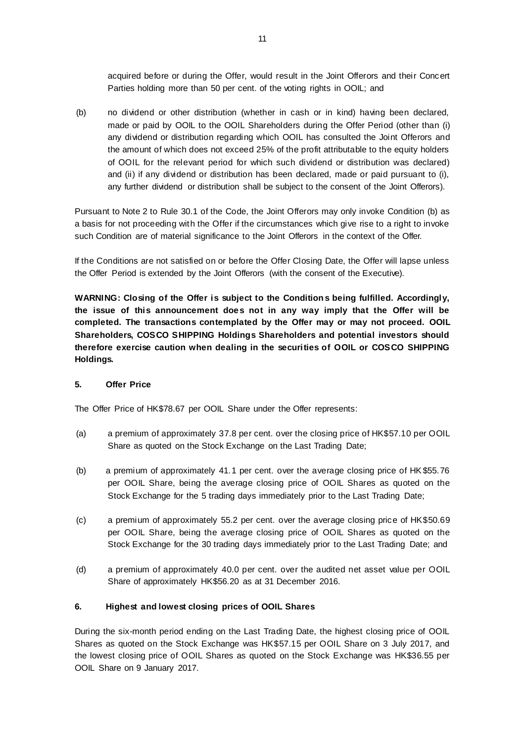acquired before or during the Offer, would result in the Joint Offerors and their Concert Parties holding more than 50 per cent. of the voting rights in OOIL; and

(b) no dividend or other distribution (whether in cash or in kind) having been declared, made or paid by OOIL to the OOIL Shareholders during the Offer Period (other than (i) any dividend or distribution regarding which OOIL has consulted the Joint Offerors and the amount of which does not exceed 25% of the profit attributable to the equity holders of OOIL for the relevant period for which such dividend or distribution was declared) and (ii) if any dividend or distribution has been declared, made or paid pursuant to (i), any further dividend or distribution shall be subject to the consent of the Joint Offerors).

Pursuant to Note 2 to Rule 30.1 of the Code, the Joint Offerors may only invoke Condition (b) as a basis for not proceeding with the Offer if the circumstances which give rise to a right to invoke such Condition are of material significance to the Joint Offerors in the context of the Offer.

If the Conditions are not satisfied on or before the Offer Closing Date, the Offer will lapse unless the Offer Period is extended by the Joint Offerors (with the consent of the Executive).

**WARNING: Closing of the Offer is subject to the Conditions being fulfilled. Accordingly, the issue of this announcement does not in any way imply that the Offer will be completed. The transactions contemplated by the Offer may or may not proceed. OOIL Shareholders, COSCO SHIPPING Holdings Shareholders and potential investors should therefore exercise caution when dealing in the securities of OOIL or COSCO SHIPPING Holdings.**

## 5. Offer Price

The Offer Price of HK$78.67 per OOIL Share under the Offer represents:

(a) a premium of approximately 37.8 per cent. over the closing price of HK$57.10 per OOIL Share as quoted on the Stock Exchange on the Last Trading Date;

(b) a premium of approximately 41.1 per cent. over the average closing price of HK$55.76 per OOIL Share, being the average closing price of OOIL Shares as quoted on the Stock Exchange for the 5 trading days immediately prior to the Last Trading Date;

(c) a premium of approximately 55.2 per cent. over the average closing price of HK$50.69 per OOIL Share, being the average closing price of OOIL Shares as quoted on the Stock Exchange for the 30 trading days immediately prior to the Last Trading Date; and

(d) a premium of approximately 40.0 per cent. over the audited net asset value per OOIL Share of approximately HK$56.20 as at 31 December 2016.

## 6. Highest and lowest closing prices of OOIL Shares

During the six-month period ending on the Last Trading Date, the highest closing price of OOIL Shares as quoted on the Stock Exchange was HK$57.15 per OOIL Share on 3 July 2017, and the lowest closing price of OOIL Shares as quoted on the Stock Exchange was HK$36.55 per OOIL Share on 9 January 2017.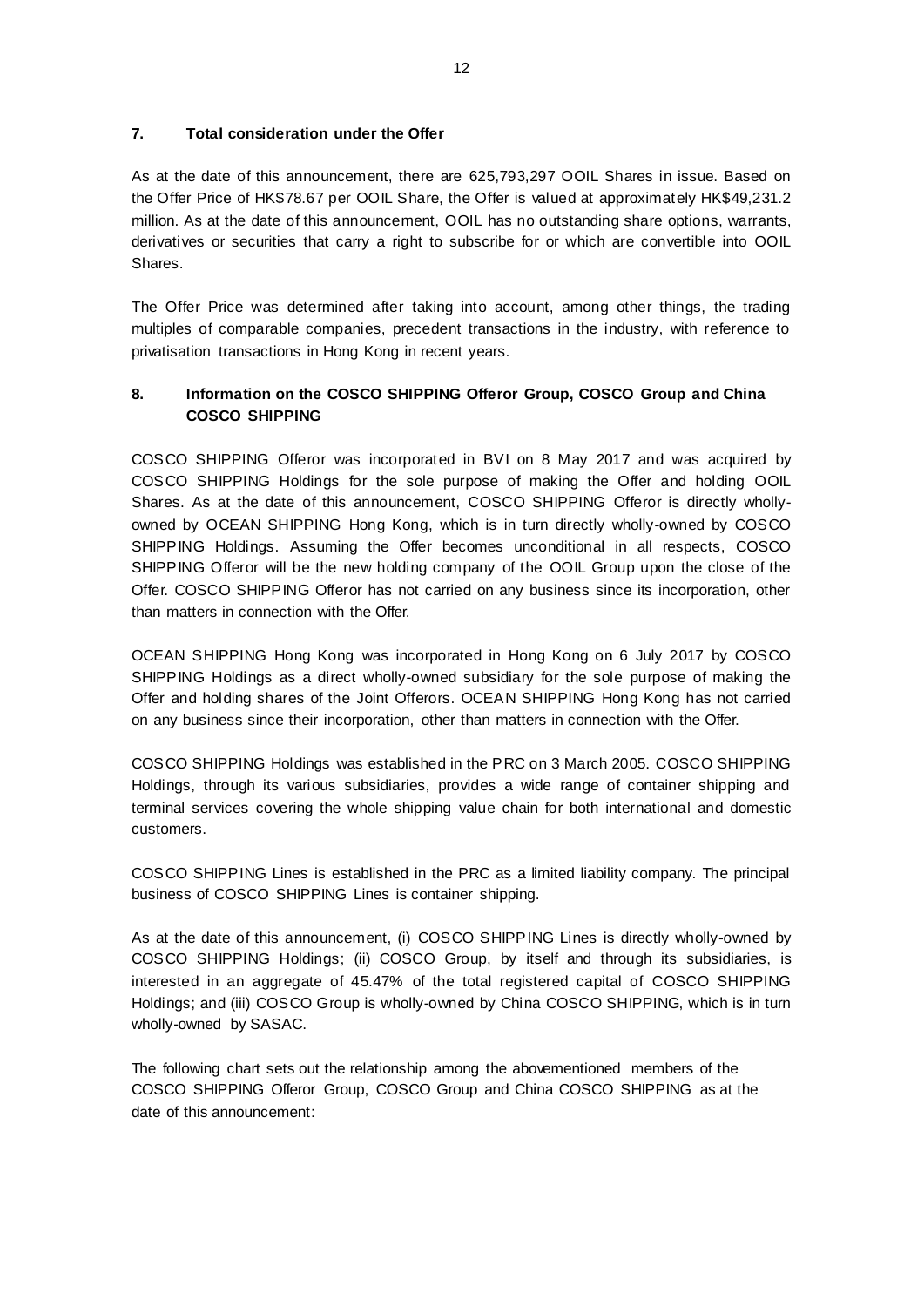## 7. Total consideration under the Offer

As at the date of this announcement, there are 625,793,297 OOIL Shares in issue. Based on the Offer Price of HK$78.67 per OOIL Share, the Offer is valued at approximately HK$49,231.2 million. As at the date of this announcement, OOIL has no outstanding share options, warrants, derivatives or securities that carry a right to subscribe for or which are convertible into OOIL Shares.

The Offer Price was determined after taking into account, among other things, the trading multiples of comparable companies, precedent transactions in the industry, with reference to privatisation transactions in Hong Kong in recent years.

## 8. Information on the COSCO SHIPPING Offeror Group, COSCO Group and China COSCO SHIPPING

COSCO SHIPPING Offeror was incorporated in BVI on 8 May 2017 and was acquired by COSCO SHIPPING Holdings for the sole purpose of making the Offer and holding OOIL Shares. As at the date of this announcement, COSCO SHIPPING Offeror is directly wholly-owned by OCEAN SHIPPING Hong Kong, which is in turn directly wholly-owned by COSCO SHIPPING Holdings. Assuming the Offer becomes unconditional in all respects, COSCO SHIPPING Offeror will be the new holding company of the OOIL Group upon the close of the Offer. COSCO SHIPPING Offeror has not carried on any business since its incorporation, other than matters in connection with the Offer.

OCEAN SHIPPING Hong Kong was incorporated in Hong Kong on 6 July 2017 by COSCO SHIPPING Holdings as a direct wholly-owned subsidiary for the sole purpose of making the Offer and holding shares of the Joint Offerors. OCEAN SHIPPING Hong Kong has not carried on any business since their incorporation, other than matters in connection with the Offer.

COSCO SHIPPING Holdings was established in the PRC on 3 March 2005. COSCO SHIPPING Holdings, through its various subsidiaries, provides a wide range of container shipping and terminal services covering the whole shipping value chain for both international and domestic customers.

COSCO SHIPPING Lines is established in the PRC as a limited liability company. The principal business of COSCO SHIPPING Lines is container shipping.

As at the date of this announcement, (i) COSCO SHIPPING Lines is directly wholly-owned by COSCO SHIPPING Holdings; (ii) COSCO Group, by itself and through its subsidiaries, is interested in an aggregate of 45.47% of the total registered capital of COSCO SHIPPING Holdings; and (iii) COSCO Group is wholly-owned by China COSCO SHIPPING, which is in turn wholly-owned by SASAC.

The following chart sets out the relationship among the abovementioned members of the COSCO SHIPPING Offeror Group, COSCO Group and China COSCO SHIPPING as at the date of this announcement: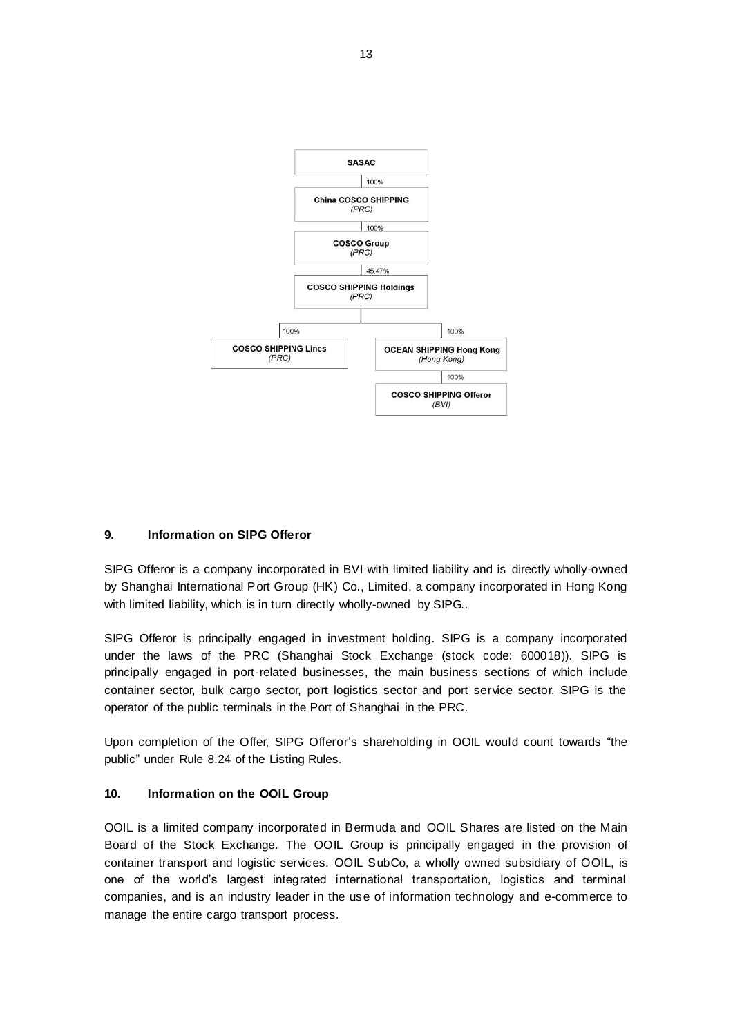SASAC

100%

China COSCO SHIPPING
*(PRC)*

100%

COSCO Group
*(PRC)*

45.47%

COSCO SHIPPING Holdings
*(PRC)*

100%

COSCO SHIPPING Lines
*(PRC)*

100%

OCEAN SHIPPING Hong Kong
*(Hong Kong)*

100%

COSCO SHIPPING Offeror
*(BVI)*

## 9. Information on SIPG Offeror

SIPG Offeror is a company incorporated in BVI with limited liability and is directly wholly-owned by Shanghai International Port Group (HK) Co., Limited, a company incorporated in Hong Kong with limited liability, which is in turn directly wholly-owned by SIPG..

SIPG Offeror is principally engaged in investment holding. SIPG is a company incorporated under the laws of the PRC (Shanghai Stock Exchange (stock code: 600018)). SIPG is principally engaged in port-related businesses, the main business sections of which include container sector, bulk cargo sector, port logistics sector and port service sector. SIPG is the operator of the public terminals in the Port of Shanghai in the PRC.

Upon completion of the Offer, SIPG Offeror's shareholding in OOIL would count towards "the public" under Rule 8.24 of the Listing Rules.

## 10. Information on the OOIL Group

OOIL is a limited company incorporated in Bermuda and OOIL Shares are listed on the Main Board of the Stock Exchange. The OOIL Group is principally engaged in the provision of container transport and logistic services. OOIL SubCo, a wholly owned subsidiary of OOIL, is one of the world's largest integrated international transportation, logistics and terminal companies, and is an industry leader in the use of information technology and e-commerce to manage the entire cargo transport process.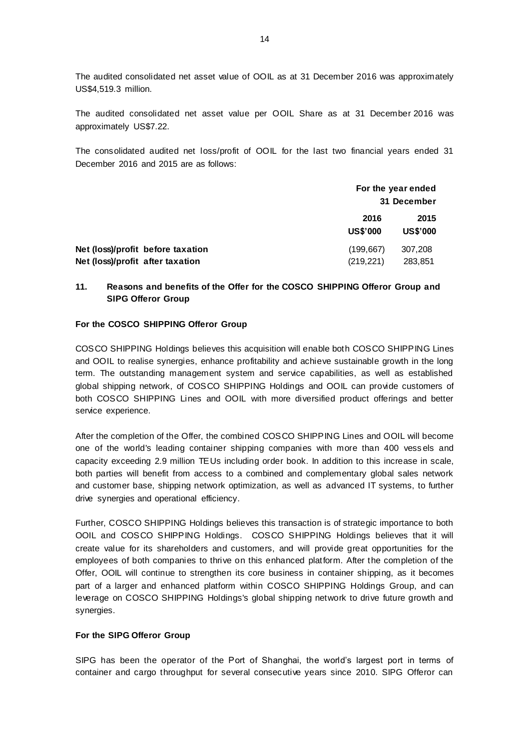The audited consolidated net asset value of OOIL as at 31 December 2016 was approximately US$4,519.3 million.

The audited consolidated net asset value per OOIL Share as at 31 December 2016 was approximately US$7.22.

The consolidated audited net loss/profit of OOIL for the last two financial years ended 31 December 2016 and 2015 are as follows:

| | For the year ended 31 December | |
|---|---|---|
| | **2016** | **2015** |
| | **US$'000** | **US$'000** |
| **Net (loss)/profit before taxation** | (199,667) | 307,208 |
| **Net (loss)/profit after taxation** | (219,221) | 283,851 |

## 11. Reasons and benefits of the Offer for the COSCO SHIPPING Offeror Group and SIPG Offeror Group

**For the COSCO SHIPPING Offeror Group**

COSCO SHIPPING Holdings believes this acquisition will enable both COSCO SHIPPING Lines and OOIL to realise synergies, enhance profitability and achieve sustainable growth in the long term. The outstanding management system and service capabilities, as well as established global shipping network, of COSCO SHIPPING Holdings and OOIL can provide customers of both COSCO SHIPPING Lines and OOIL with more diversified product offerings and better service experience.

After the completion of the Offer, the combined COSCO SHIPPING Lines and OOIL will become one of the world's leading container shipping companies with more than 400 vessels and capacity exceeding 2.9 million TEUs including order book. In addition to this increase in scale, both parties will benefit from access to a combined and complementary global sales network and customer base, shipping network optimization, as well as advanced IT systems, to further drive synergies and operational efficiency.

Further, COSCO SHIPPING Holdings believes this transaction is of strategic importance to both OOIL and COSCO SHIPPING Holdings. COSCO SHIPPING Holdings believes that it will create value for its shareholders and customers, and will provide great opportunities for the employees of both companies to thrive on this enhanced platform. After the completion of the Offer, OOIL will continue to strengthen its core business in container shipping, as it becomes part of a larger and enhanced platform within COSCO SHIPPING Holdings Group, and can leverage on COSCO SHIPPING Holdings's global shipping network to drive future growth and synergies.

**For the SIPG Offeror Group**

SIPG has been the operator of the Port of Shanghai, the world's largest port in terms of container and cargo throughput for several consecutive years since 2010. SIPG Offeror can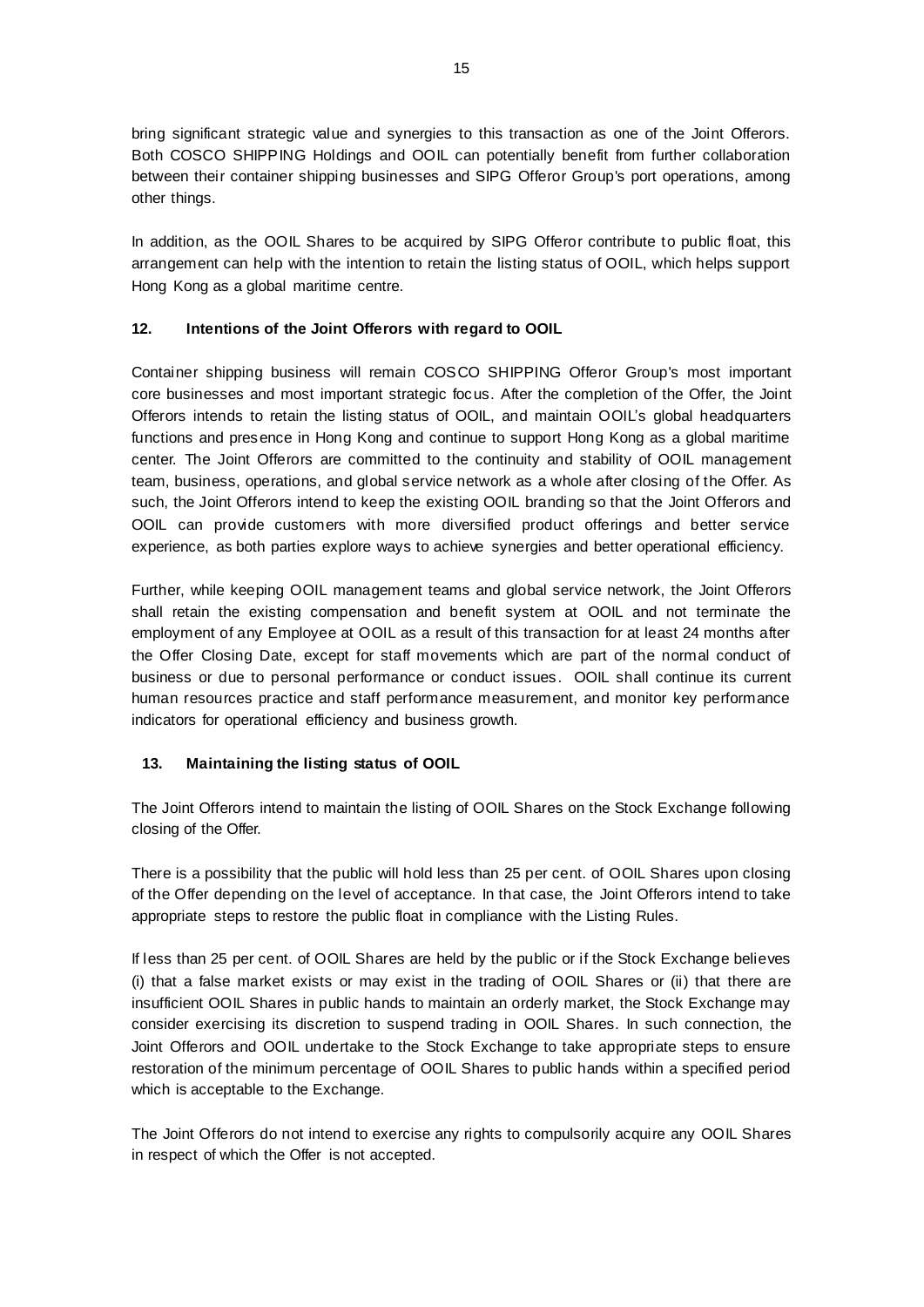bring significant strategic value and synergies to this transaction as one of the Joint Offerors. Both COSCO SHIPPING Holdings and OOIL can potentially benefit from further collaboration between their container shipping businesses and SIPG Offeror Group's port operations, among other things.

In addition, as the OOIL Shares to be acquired by SIPG Offeror contribute to public float, this arrangement can help with the intention to retain the listing status of OOIL, which helps support Hong Kong as a global maritime centre.

## 12. Intentions of the Joint Offerors with regard to OOIL

Container shipping business will remain COSCO SHIPPING Offeror Group's most important core businesses and most important strategic focus. After the completion of the Offer, the Joint Offerors intends to retain the listing status of OOIL, and maintain OOIL's global headquarters functions and presence in Hong Kong and continue to support Hong Kong as a global maritime center. The Joint Offerors are committed to the continuity and stability of OOIL management team, business, operations, and global service network as a whole after closing of the Offer. As such, the Joint Offerors intend to keep the existing OOIL branding so that the Joint Offerors and OOIL can provide customers with more diversified product offerings and better service experience, as both parties explore ways to achieve synergies and better operational efficiency.

Further, while keeping OOIL management teams and global service network, the Joint Offerors shall retain the existing compensation and benefit system at OOIL and not terminate the employment of any Employee at OOIL as a result of this transaction for at least 24 months after the Offer Closing Date, except for staff movements which are part of the normal conduct of business or due to personal performance or conduct issues. OOIL shall continue its current human resources practice and staff performance measurement, and monitor key performance indicators for operational efficiency and business growth.

## 13. Maintaining the listing status of OOIL

The Joint Offerors intend to maintain the listing of OOIL Shares on the Stock Exchange following closing of the Offer.

There is a possibility that the public will hold less than 25 per cent. of OOIL Shares upon closing of the Offer depending on the level of acceptance. In that case, the Joint Offerors intend to take appropriate steps to restore the public float in compliance with the Listing Rules.

If less than 25 per cent. of OOIL Shares are held by the public or if the Stock Exchange believes (i) that a false market exists or may exist in the trading of OOIL Shares or (ii) that there are insufficient OOIL Shares in public hands to maintain an orderly market, the Stock Exchange may consider exercising its discretion to suspend trading in OOIL Shares. In such connection, the Joint Offerors and OOIL undertake to the Stock Exchange to take appropriate steps to ensure restoration of the minimum percentage of OOIL Shares to public hands within a specified period which is acceptable to the Exchange.

The Joint Offerors do not intend to exercise any rights to compulsorily acquire any OOIL Shares in respect of which the Offer is not accepted.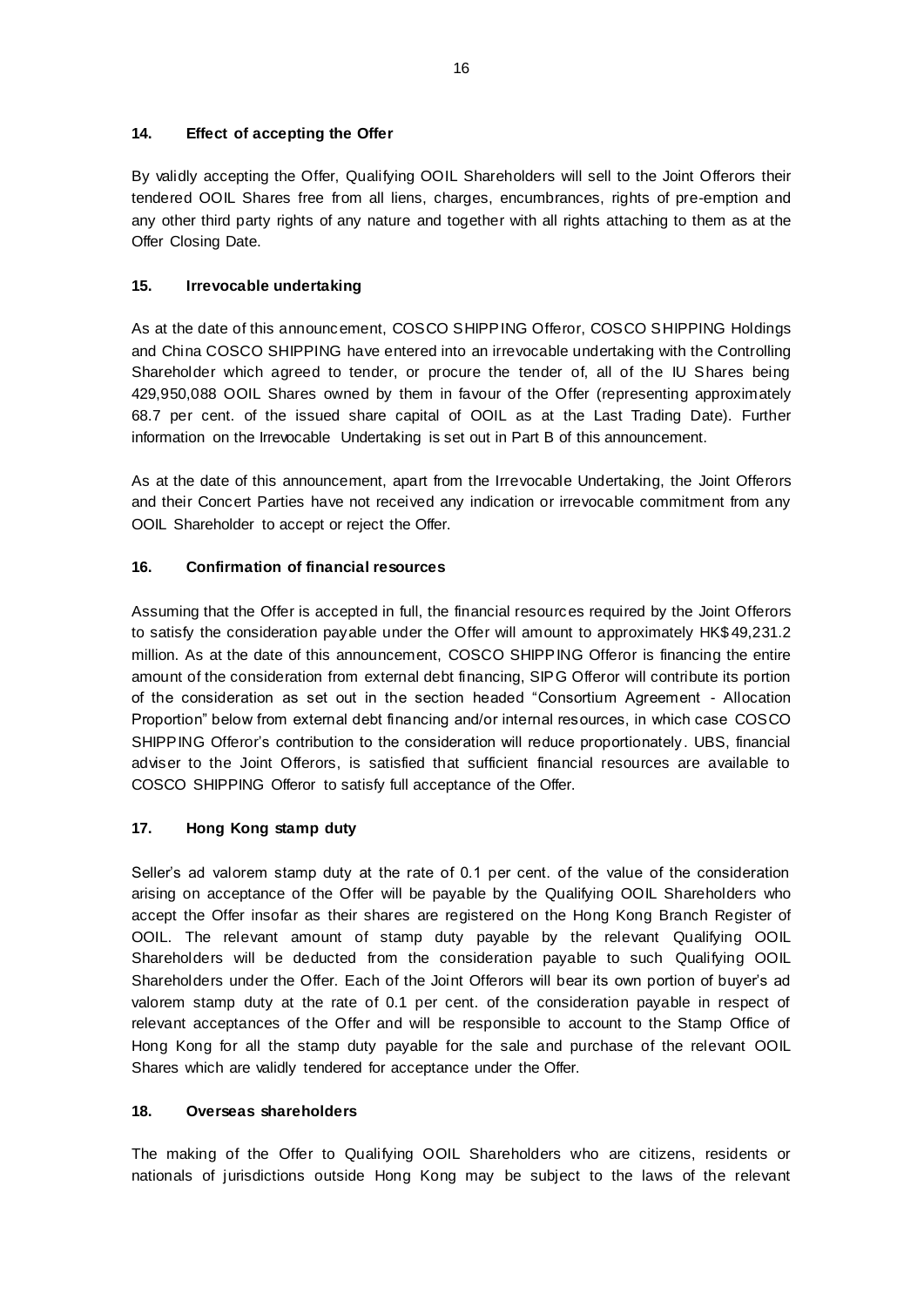### 14. Effect of accepting the Offer

By validly accepting the Offer, Qualifying OOIL Shareholders will sell to the Joint Offerors their tendered OOIL Shares free from all liens, charges, encumbrances, rights of pre-emption and any other third party rights of any nature and together with all rights attaching to them as at the Offer Closing Date.

### 15. Irrevocable undertaking

As at the date of this announcement, COSCO SHIPPING Offeror, COSCO SHIPPING Holdings and China COSCO SHIPPING have entered into an irrevocable undertaking with the Controlling Shareholder which agreed to tender, or procure the tender of, all of the IU Shares being 429,950,088 OOIL Shares owned by them in favour of the Offer (representing approximately 68.7 per cent. of the issued share capital of OOIL as at the Last Trading Date). Further information on the Irrevocable Undertaking is set out in Part B of this announcement.

As at the date of this announcement, apart from the Irrevocable Undertaking, the Joint Offerors and their Concert Parties have not received any indication or irrevocable commitment from any OOIL Shareholder to accept or reject the Offer.

### 16. Confirmation of financial resources

Assuming that the Offer is accepted in full, the financial resources required by the Joint Offerors to satisfy the consideration payable under the Offer will amount to approximately HK$49,231.2 million. As at the date of this announcement, COSCO SHIPPING Offeror is financing the entire amount of the consideration from external debt financing, SIPG Offeror will contribute its portion of the consideration as set out in the section headed "Consortium Agreement - Allocation Proportion" below from external debt financing and/or internal resources, in which case COSCO SHIPPING Offeror's contribution to the consideration will reduce proportionately. UBS, financial adviser to the Joint Offerors, is satisfied that sufficient financial resources are available to COSCO SHIPPING Offeror to satisfy full acceptance of the Offer.

### 17. Hong Kong stamp duty

Seller's ad valorem stamp duty at the rate of 0.1 per cent. of the value of the consideration arising on acceptance of the Offer will be payable by the Qualifying OOIL Shareholders who accept the Offer insofar as their shares are registered on the Hong Kong Branch Register of OOIL. The relevant amount of stamp duty payable by the relevant Qualifying OOIL Shareholders will be deducted from the consideration payable to such Qualifying OOIL Shareholders under the Offer. Each of the Joint Offerors will bear its own portion of buyer's ad valorem stamp duty at the rate of 0.1 per cent. of the consideration payable in respect of relevant acceptances of the Offer and will be responsible to account to the Stamp Office of Hong Kong for all the stamp duty payable for the sale and purchase of the relevant OOIL Shares which are validly tendered for acceptance under the Offer.

### 18. Overseas shareholders

The making of the Offer to Qualifying OOIL Shareholders who are citizens, residents or nationals of jurisdictions outside Hong Kong may be subject to the laws of the relevant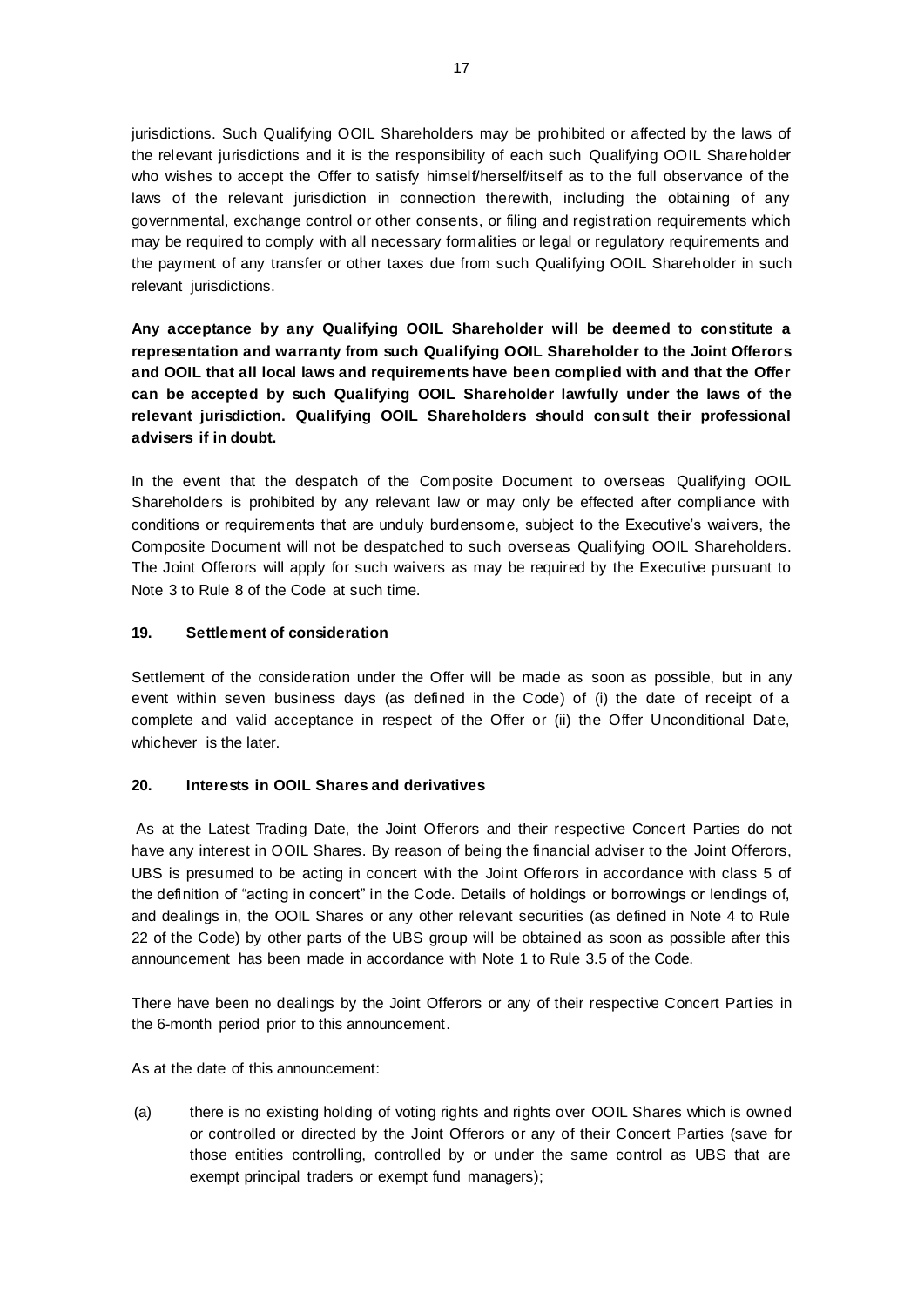jurisdictions. Such Qualifying OOIL Shareholders may be prohibited or affected by the laws of the relevant jurisdictions and it is the responsibility of each such Qualifying OOIL Shareholder who wishes to accept the Offer to satisfy himself/herself/itself as to the full observance of the laws of the relevant jurisdiction in connection therewith, including the obtaining of any governmental, exchange control or other consents, or filing and registration requirements which may be required to comply with all necessary formalities or legal or regulatory requirements and the payment of any transfer or other taxes due from such Qualifying OOIL Shareholder in such relevant jurisdictions.

**Any acceptance by any Qualifying OOIL Shareholder will be deemed to constitute a representation and warranty from such Qualifying OOIL Shareholder to the Joint Offerors and OOIL that all local laws and requirements have been complied with and that the Offer can be accepted by such Qualifying OOIL Shareholder lawfully under the laws of the relevant jurisdiction. Qualifying OOIL Shareholders should consult their professional advisers if in doubt.**

In the event that the despatch of the Composite Document to overseas Qualifying OOIL Shareholders is prohibited by any relevant law or may only be effected after compliance with conditions or requirements that are unduly burdensome, subject to the Executive's waivers, the Composite Document will not be despatched to such overseas Qualifying OOIL Shareholders. The Joint Offerors will apply for such waivers as may be required by the Executive pursuant to Note 3 to Rule 8 of the Code at such time.

## 19. Settlement of consideration

Settlement of the consideration under the Offer will be made as soon as possible, but in any event within seven business days (as defined in the Code) of (i) the date of receipt of a complete and valid acceptance in respect of the Offer or (ii) the Offer Unconditional Date, whichever is the later.

## 20. Interests in OOIL Shares and derivatives

As at the Latest Trading Date, the Joint Offerors and their respective Concert Parties do not have any interest in OOIL Shares. By reason of being the financial adviser to the Joint Offerors, UBS is presumed to be acting in concert with the Joint Offerors in accordance with class 5 of the definition of "acting in concert" in the Code. Details of holdings or borrowings or lendings of, and dealings in, the OOIL Shares or any other relevant securities (as defined in Note 4 to Rule 22 of the Code) by other parts of the UBS group will be obtained as soon as possible after this announcement has been made in accordance with Note 1 to Rule 3.5 of the Code.

There have been no dealings by the Joint Offerors or any of their respective Concert Parties in the 6-month period prior to this announcement.

As at the date of this announcement:

(a) there is no existing holding of voting rights and rights over OOIL Shares which is owned or controlled or directed by the Joint Offerors or any of their Concert Parties (save for those entities controlling, controlled by or under the same control as UBS that are exempt principal traders or exempt fund managers);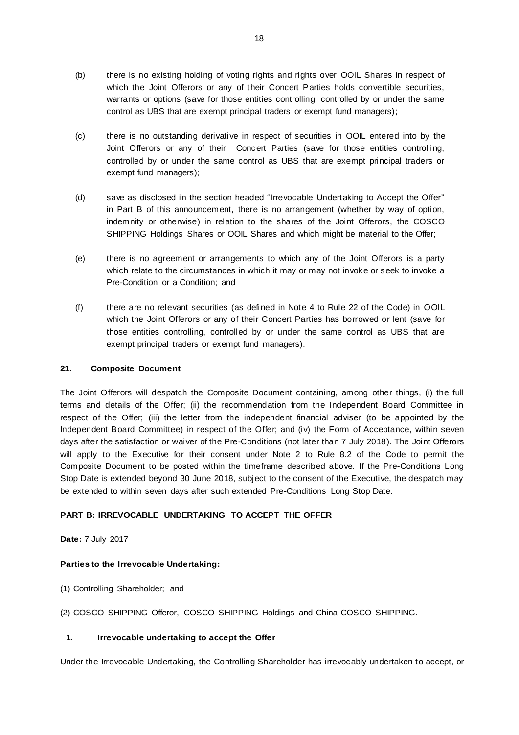(b) there is no existing holding of voting rights and rights over OOIL Shares in respect of which the Joint Offerors or any of their Concert Parties holds convertible securities, warrants or options (save for those entities controlling, controlled by or under the same control as UBS that are exempt principal traders or exempt fund managers);

(c) there is no outstanding derivative in respect of securities in OOIL entered into by the Joint Offerors or any of their Concert Parties (save for those entities controlling, controlled by or under the same control as UBS that are exempt principal traders or exempt fund managers);

(d) save as disclosed in the section headed "Irrevocable Undertaking to Accept the Offer" in Part B of this announcement, there is no arrangement (whether by way of option, indemnity or otherwise) in relation to the shares of the Joint Offerors, the COSCO SHIPPING Holdings Shares or OOIL Shares and which might be material to the Offer;

(e) there is no agreement or arrangements to which any of the Joint Offerors is a party which relate to the circumstances in which it may or may not invoke or seek to invoke a Pre-Condition or a Condition; and

(f) there are no relevant securities (as defined in Note 4 to Rule 22 of the Code) in OOIL which the Joint Offerors or any of their Concert Parties has borrowed or lent (save for those entities controlling, controlled by or under the same control as UBS that are exempt principal traders or exempt fund managers).

**21. Composite Document**

The Joint Offerors will despatch the Composite Document containing, among other things, (i) the full terms and details of the Offer; (ii) the recommendation from the Independent Board Committee in respect of the Offer; (iii) the letter from the independent financial adviser (to be appointed by the Independent Board Committee) in respect of the Offer; and (iv) the Form of Acceptance, within seven days after the satisfaction or waiver of the Pre-Conditions (not later than 7 July 2018). The Joint Offerors will apply to the Executive for their consent under Note 2 to Rule 8.2 of the Code to permit the Composite Document to be posted within the timeframe described above. If the Pre-Conditions Long Stop Date is extended beyond 30 June 2018, subject to the consent of the Executive, the despatch may be extended to within seven days after such extended Pre-Conditions Long Stop Date.

**PART B: IRREVOCABLE UNDERTAKING TO ACCEPT THE OFFER**

**Date:** 7 July 2017

**Parties to the Irrevocable Undertaking:**

(1) Controlling Shareholder; and

(2) COSCO SHIPPING Offeror, COSCO SHIPPING Holdings and China COSCO SHIPPING.

**1. Irrevocable undertaking to accept the Offer**

Under the Irrevocable Undertaking, the Controlling Shareholder has irrevocably undertaken to accept, or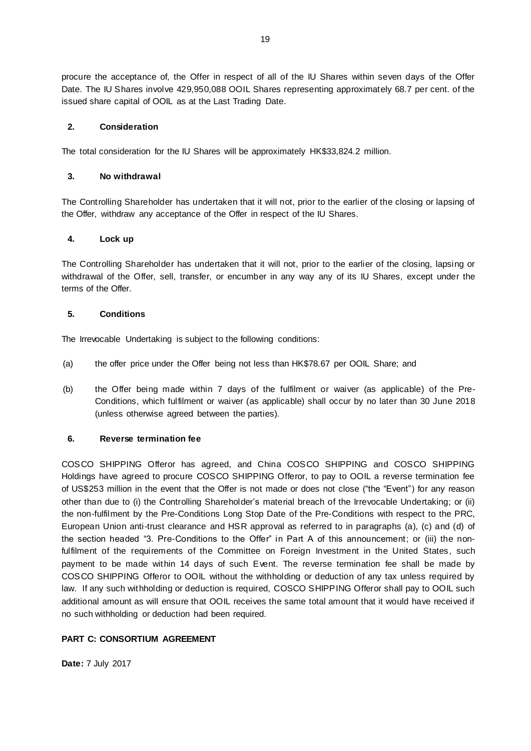procure the acceptance of, the Offer in respect of all of the IU Shares within seven days of the Offer Date. The IU Shares involve 429,950,088 OOIL Shares representing approximately 68.7 per cent. of the issued share capital of OOIL as at the Last Trading Date.

**2. Consideration**

The total consideration for the IU Shares will be approximately HK$33,824.2 million.

**3. No withdrawal**

The Controlling Shareholder has undertaken that it will not, prior to the earlier of the closing or lapsing of the Offer, withdraw any acceptance of the Offer in respect of the IU Shares.

**4. Lock up**

The Controlling Shareholder has undertaken that it will not, prior to the earlier of the closing, lapsing or withdrawal of the Offer, sell, transfer, or encumber in any way any of its IU Shares, except under the terms of the Offer.

**5. Conditions**

The Irrevocable Undertaking is subject to the following conditions:

(a) the offer price under the Offer being not less than HK$78.67 per OOIL Share; and

(b) the Offer being made within 7 days of the fulfilment or waiver (as applicable) of the Pre-Conditions, which fulfilment or waiver (as applicable) shall occur by no later than 30 June 2018 (unless otherwise agreed between the parties).

**6. Reverse termination fee**

COSCO SHIPPING Offeror has agreed, and China COSCO SHIPPING and COSCO SHIPPING Holdings have agreed to procure COSCO SHIPPING Offeror, to pay to OOIL a reverse termination fee of US$253 million in the event that the Offer is not made or does not close ("the "Event") for any reason other than due to (i) the Controlling Shareholder's material breach of the Irrevocable Undertaking; or (ii) the non-fulfilment by the Pre-Conditions Long Stop Date of the Pre-Conditions with respect to the PRC, European Union anti-trust clearance and HSR approval as referred to in paragraphs (a), (c) and (d) of the section headed "3. Pre-Conditions to the Offer" in Part A of this announcement; or (iii) the non-fulfilment of the requirements of the Committee on Foreign Investment in the United States, such payment to be made within 14 days of such Event. The reverse termination fee shall be made by COSCO SHIPPING Offeror to OOIL without the withholding or deduction of any tax unless required by law. If any such withholding or deduction is required, COSCO SHIPPING Offeror shall pay to OOIL such additional amount as will ensure that OOIL receives the same total amount that it would have received if no such withholding or deduction had been required.

**PART C: CONSORTIUM AGREEMENT**

**Date:** 7 July 2017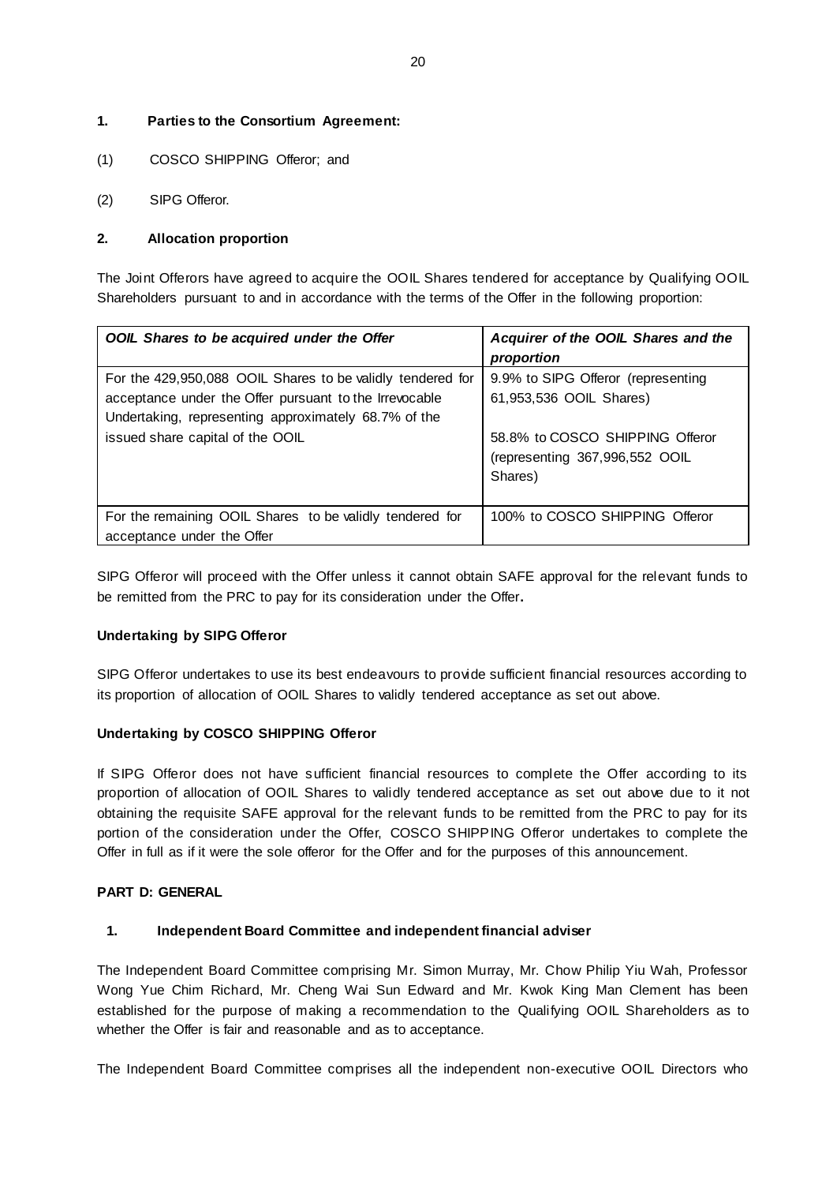**1. Parties to the Consortium Agreement:**

(1) COSCO SHIPPING Offeror; and

(2) SIPG Offeror.

**2. Allocation proportion**

The Joint Offerors have agreed to acquire the OOIL Shares tendered for acceptance by Qualifying OOIL Shareholders pursuant to and in accordance with the terms of the Offer in the following proportion:

| ***OOIL Shares to be acquired under the Offer*** | ***Acquirer of the OOIL Shares and the proportion*** |
|---|---|
| For the 429,950,088 OOIL Shares to be validly tendered for acceptance under the Offer pursuant to the Irrevocable Undertaking, representing approximately 68.7% of the issued share capital of the OOIL | 9.9% to SIPG Offeror (representing 61,953,536 OOIL Shares)<br><br>58.8% to COSCO SHIPPING Offeror (representing 367,996,552 OOIL Shares) |
| For the remaining OOIL Shares to be validly tendered for acceptance under the Offer | 100% to COSCO SHIPPING Offeror |

SIPG Offeror will proceed with the Offer unless it cannot obtain SAFE approval for the relevant funds to be remitted from the PRC to pay for its consideration under the Offer**.**

**Undertaking by SIPG Offeror**

SIPG Offeror undertakes to use its best endeavours to provide sufficient financial resources according to its proportion of allocation of OOIL Shares to validly tendered acceptance as set out above.

**Undertaking by COSCO SHIPPING Offeror**

If SIPG Offeror does not have sufficient financial resources to complete the Offer according to its proportion of allocation of OOIL Shares to validly tendered acceptance as set out above due to it not obtaining the requisite SAFE approval for the relevant funds to be remitted from the PRC to pay for its portion of the consideration under the Offer, COSCO SHIPPING Offeror undertakes to complete the Offer in full as if it were the sole offeror for the Offer and for the purposes of this announcement.

**PART D: GENERAL**

**1. Independent Board Committee and independent financial adviser**

The Independent Board Committee comprising Mr. Simon Murray, Mr. Chow Philip Yiu Wah, Professor Wong Yue Chim Richard, Mr. Cheng Wai Sun Edward and Mr. Kwok King Man Clement has been established for the purpose of making a recommendation to the Qualifying OOIL Shareholders as to whether the Offer is fair and reasonable and as to acceptance.

The Independent Board Committee comprises all the independent non-executive OOIL Directors who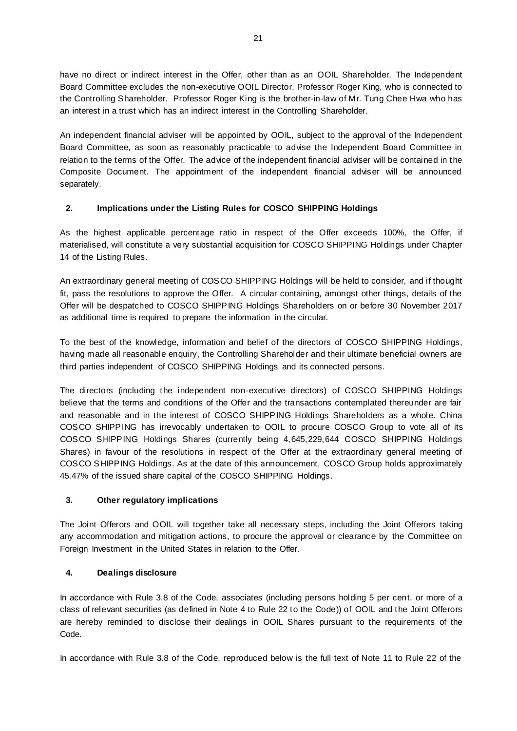have no direct or indirect interest in the Offer, other than as an OOIL Shareholder. The Independent Board Committee excludes the non-executive OOIL Director, Professor Roger King, who is connected to the Controlling Shareholder. Professor Roger King is the brother-in-law of Mr. Tung Chee Hwa who has an interest in a trust which has an indirect interest in the Controlling Shareholder.

An independent financial adviser will be appointed by OOIL, subject to the approval of the Independent Board Committee, as soon as reasonably practicable to advise the Independent Board Committee in relation to the terms of the Offer. The advice of the independent financial adviser will be contained in the Composite Document. The appointment of the independent financial adviser will be announced separately.

**2. Implications under the Listing Rules for COSCO SHIPPING Holdings**

As the highest applicable percentage ratio in respect of the Offer exceeds 100%, the Offer, if materialised, will constitute a very substantial acquisition for COSCO SHIPPING Holdings under Chapter 14 of the Listing Rules.

An extraordinary general meeting of COSCO SHIPPING Holdings will be held to consider, and if thought fit, pass the resolutions to approve the Offer. A circular containing, amongst other things, details of the Offer will be despatched to COSCO SHIPPING Holdings Shareholders on or before 30 November 2017 as additional time is required to prepare the information in the circular.

To the best of the knowledge, information and belief of the directors of COSCO SHIPPING Holdings, having made all reasonable enquiry, the Controlling Shareholder and their ultimate beneficial owners are third parties independent of COSCO SHIPPING Holdings and its connected persons.

The directors (including the independent non-executive directors) of COSCO SHIPPING Holdings believe that the terms and conditions of the Offer and the transactions contemplated thereunder are fair and reasonable and in the interest of COSCO SHIPPING Holdings Shareholders as a whole. China COSCO SHIPPING has irrevocably undertaken to OOIL to procure COSCO Group to vote all of its COSCO SHIPPING Holdings Shares (currently being 4,645,229,644 COSCO SHIPPING Holdings Shares) in favour of the resolutions in respect of the Offer at the extraordinary general meeting of COSCO SHIPPING Holdings. As at the date of this announcement, COSCO Group holds approximately 45.47% of the issued share capital of the COSCO SHIPPING Holdings.

**3. Other regulatory implications**

The Joint Offerors and OOIL will together take all necessary steps, including the Joint Offerors taking any accommodation and mitigation actions, to procure the approval or clearance by the Committee on Foreign Investment in the United States in relation to the Offer.

**4. Dealings disclosure**

In accordance with Rule 3.8 of the Code, associates (including persons holding 5 per cent. or more of a class of relevant securities (as defined in Note 4 to Rule 22 to the Code)) of OOIL and the Joint Offerors are hereby reminded to disclose their dealings in OOIL Shares pursuant to the requirements of the Code.

In accordance with Rule 3.8 of the Code, reproduced below is the full text of Note 11 to Rule 22 of the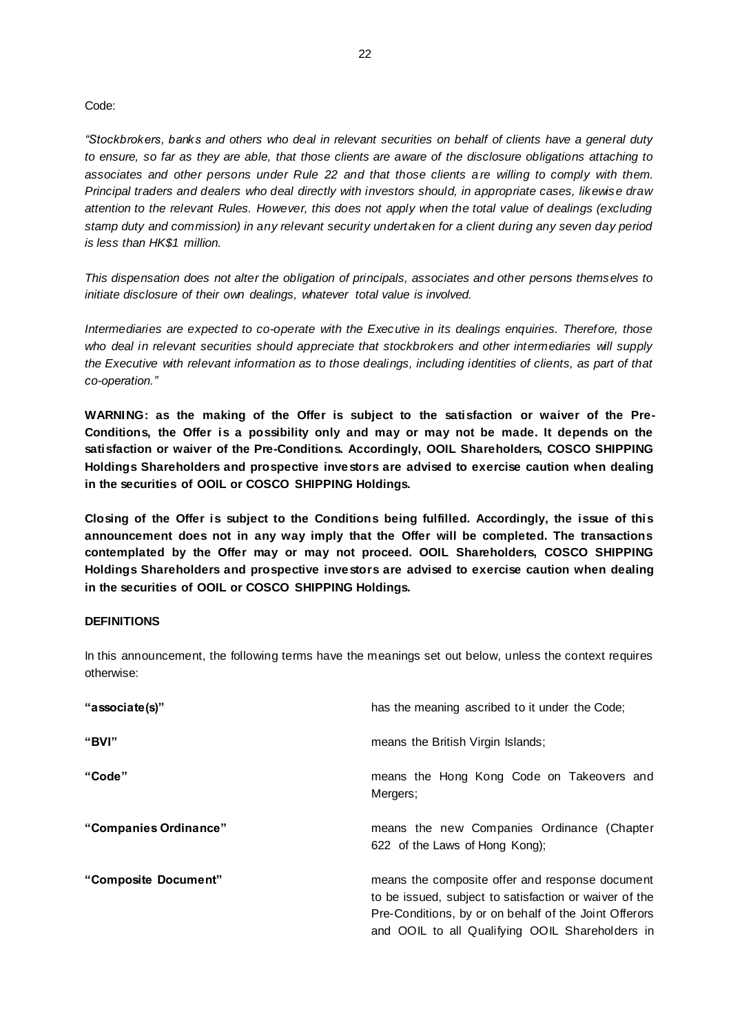Code:

*"Stockbrokers, banks and others who deal in relevant securities on behalf of clients have a general duty to ensure, so far as they are able, that those clients are aware of the disclosure obligations attaching to associates and other persons under Rule 22 and that those clients are willing to comply with them. Principal traders and dealers who deal directly with investors should, in appropriate cases, likewise draw attention to the relevant Rules. However, this does not apply when the total value of dealings (excluding stamp duty and commission) in any relevant security undertaken for a client during any seven day period is less than HK$1 million.*

*This dispensation does not alter the obligation of principals, associates and other persons themselves to initiate disclosure of their own dealings, whatever total value is involved.*

*Intermediaries are expected to co-operate with the Executive in its dealings enquiries. Therefore, those who deal in relevant securities should appreciate that stockbrokers and other intermediaries will supply the Executive with relevant information as to those dealings, including identities of clients, as part of that co-operation."*

**WARNING: as the making of the Offer is subject to the satisfaction or waiver of the Pre-Conditions, the Offer is a possibility only and may or may not be made. It depends on the satisfaction or waiver of the Pre-Conditions. Accordingly, OOIL Shareholders, COSCO SHIPPING Holdings Shareholders and prospective investors are advised to exercise caution when dealing in the securities of OOIL or COSCO SHIPPING Holdings.**

**Closing of the Offer is subject to the Conditions being fulfilled. Accordingly, the issue of this announcement does not in any way imply that the Offer will be completed. The transactions contemplated by the Offer may or may not proceed. OOIL Shareholders, COSCO SHIPPING Holdings Shareholders and prospective investors are advised to exercise caution when dealing in the securities of OOIL or COSCO SHIPPING Holdings.**

**DEFINITIONS**

In this announcement, the following terms have the meanings set out below, unless the context requires otherwise:

| | |
|---|---|
| **"associate(s)"** | has the meaning ascribed to it under the Code; |
| **"BVI"** | means the British Virgin Islands; |
| **"Code"** | means the Hong Kong Code on Takeovers and Mergers; |
| **"Companies Ordinance"** | means the new Companies Ordinance (Chapter 622 of the Laws of Hong Kong); |
| **"Composite Document"** | means the composite offer and response document to be issued, subject to satisfaction or waiver of the Pre-Conditions, by or on behalf of the Joint Offerors and OOIL to all Qualifying OOIL Shareholders in |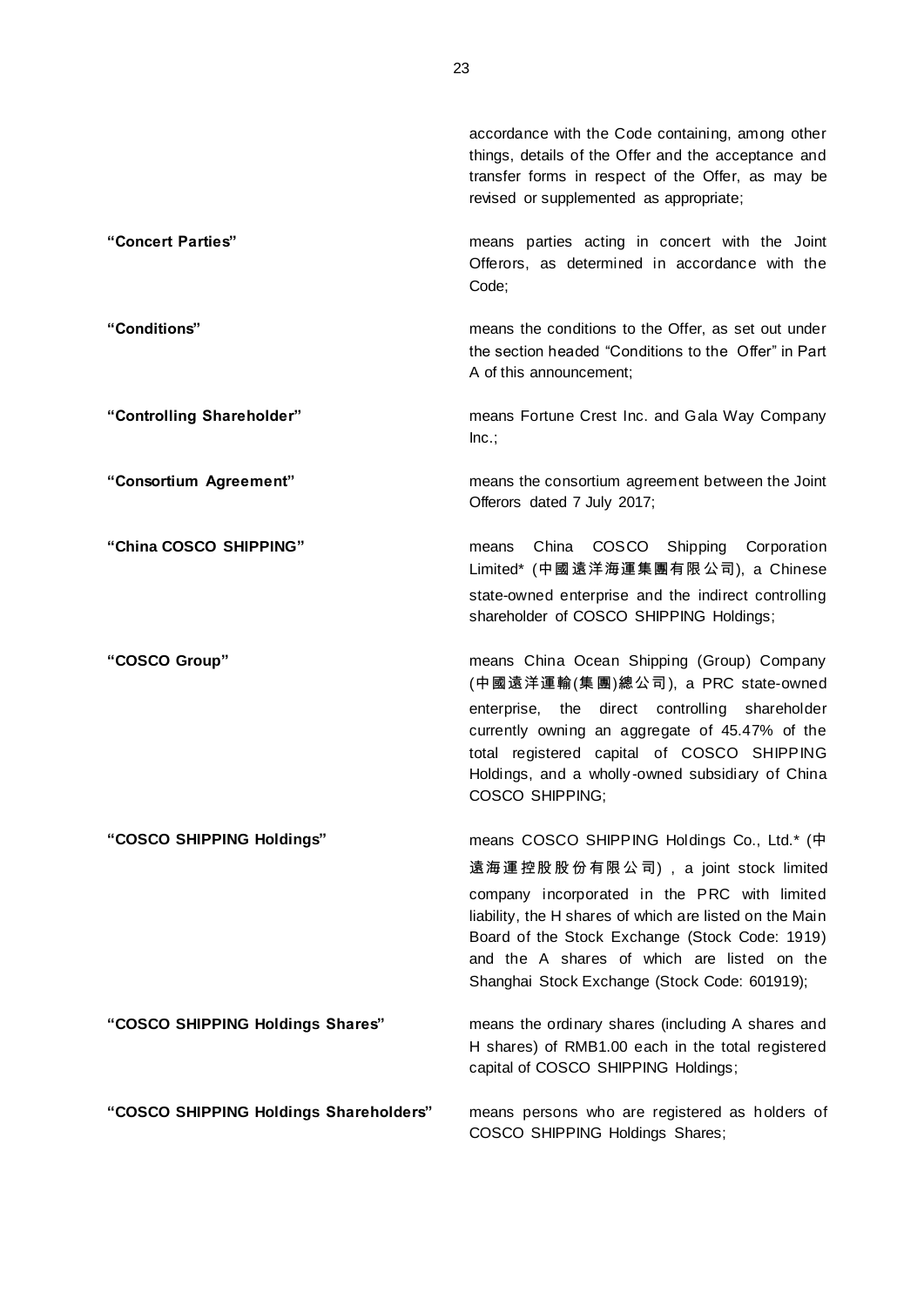accordance with the Code containing, among other things, details of the Offer and the acceptance and transfer forms in respect of the Offer, as may be revised or supplemented as appropriate;

| | |
|---|---|
| **"Concert Parties"** | means parties acting in concert with the Joint Offerors, as determined in accordance with the Code; |
| **"Conditions"** | means the conditions to the Offer, as set out under the section headed "Conditions to the Offer" in Part A of this announcement; |
| **"Controlling Shareholder"** | means Fortune Crest Inc. and Gala Way Company Inc.; |
| **"Consortium Agreement"** | means the consortium agreement between the Joint Offerors dated 7 July 2017; |
| **"China COSCO SHIPPING"** | means China COSCO Shipping Corporation Limited* (中國遠洋海運集團有限公司), a Chinese state-owned enterprise and the indirect controlling shareholder of COSCO SHIPPING Holdings; |
| **"COSCO Group"** | means China Ocean Shipping (Group) Company (中國遠洋運輸(集團)總公司), a PRC state-owned enterprise, the direct controlling shareholder currently owning an aggregate of 45.47% of the total registered capital of COSCO SHIPPING Holdings, and a wholly-owned subsidiary of China COSCO SHIPPING; |
| **"COSCO SHIPPING Holdings"** | means COSCO SHIPPING Holdings Co., Ltd.* (中遠海運控股股份有限公司), a joint stock limited company incorporated in the PRC with limited liability, the H shares of which are listed on the Main Board of the Stock Exchange (Stock Code: 1919) and the A shares of which are listed on the Shanghai Stock Exchange (Stock Code: 601919); |
| **"COSCO SHIPPING Holdings Shares"** | means the ordinary shares (including A shares and H shares) of RMB1.00 each in the total registered capital of COSCO SHIPPING Holdings; |
| **"COSCO SHIPPING Holdings Shareholders"** | means persons who are registered as holders of COSCO SHIPPING Holdings Shares; |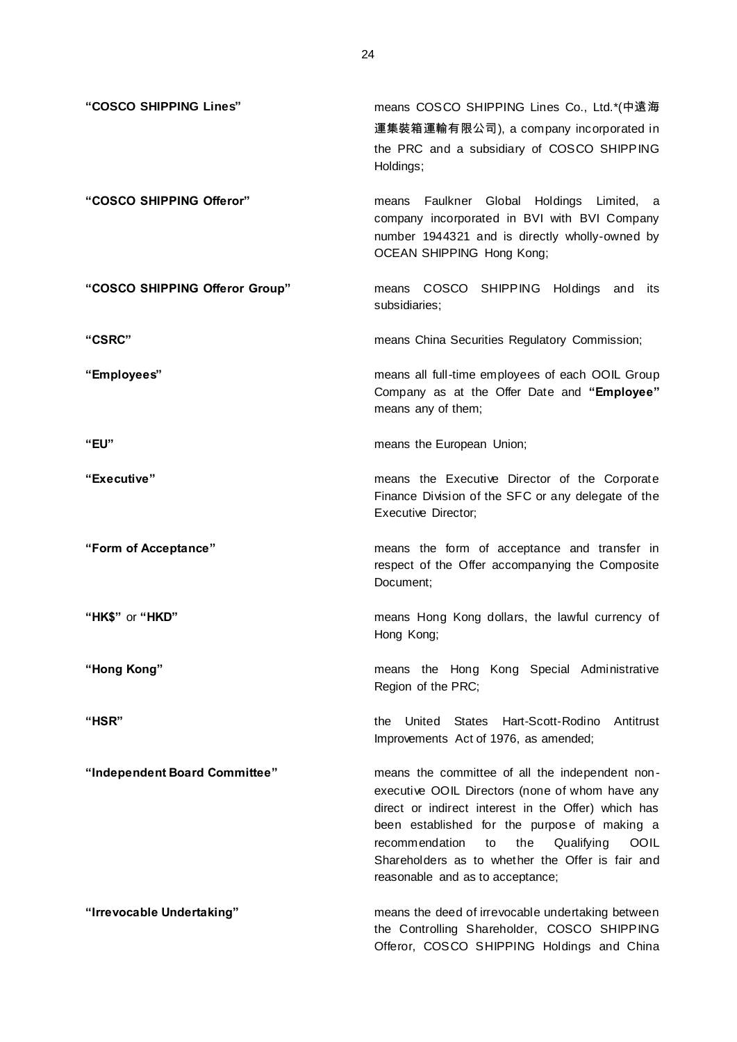| | |
|---|---|
| **"COSCO SHIPPING Lines"** | means COSCO SHIPPING Lines Co., Ltd.*(中遠海運集裝箱運輸有限公司), a company incorporated in the PRC and a subsidiary of COSCO SHIPPING Holdings; |
| **"COSCO SHIPPING Offeror"** | means Faulkner Global Holdings Limited, a company incorporated in BVI with BVI Company number 1944321 and is directly wholly-owned by OCEAN SHIPPING Hong Kong; |
| **"COSCO SHIPPING Offeror Group"** | means COSCO SHIPPING Holdings and its subsidiaries; |
| **"CSRC"** | means China Securities Regulatory Commission; |
| **"Employees"** | means all full-time employees of each OOIL Group Company as at the Offer Date and **"Employee"** means any of them; |
| **"EU"** | means the European Union; |
| **"Executive"** | means the Executive Director of the Corporate Finance Division of the SFC or any delegate of the Executive Director; |
| **"Form of Acceptance"** | means the form of acceptance and transfer in respect of the Offer accompanying the Composite Document; |
| **"HK$"** or **"HKD"** | means Hong Kong dollars, the lawful currency of Hong Kong; |
| **"Hong Kong"** | means the Hong Kong Special Administrative Region of the PRC; |
| **"HSR"** | the United States Hart-Scott-Rodino Antitrust Improvements Act of 1976, as amended; |
| **"Independent Board Committee"** | means the committee of all the independent non-executive OOIL Directors (none of whom have any direct or indirect interest in the Offer) which has been established for the purpose of making a recommendation to the Qualifying OOIL Shareholders as to whether the Offer is fair and reasonable and as to acceptance; |
| **"Irrevocable Undertaking"** | means the deed of irrevocable undertaking between the Controlling Shareholder, COSCO SHIPPING Offeror, COSCO SHIPPING Holdings and China |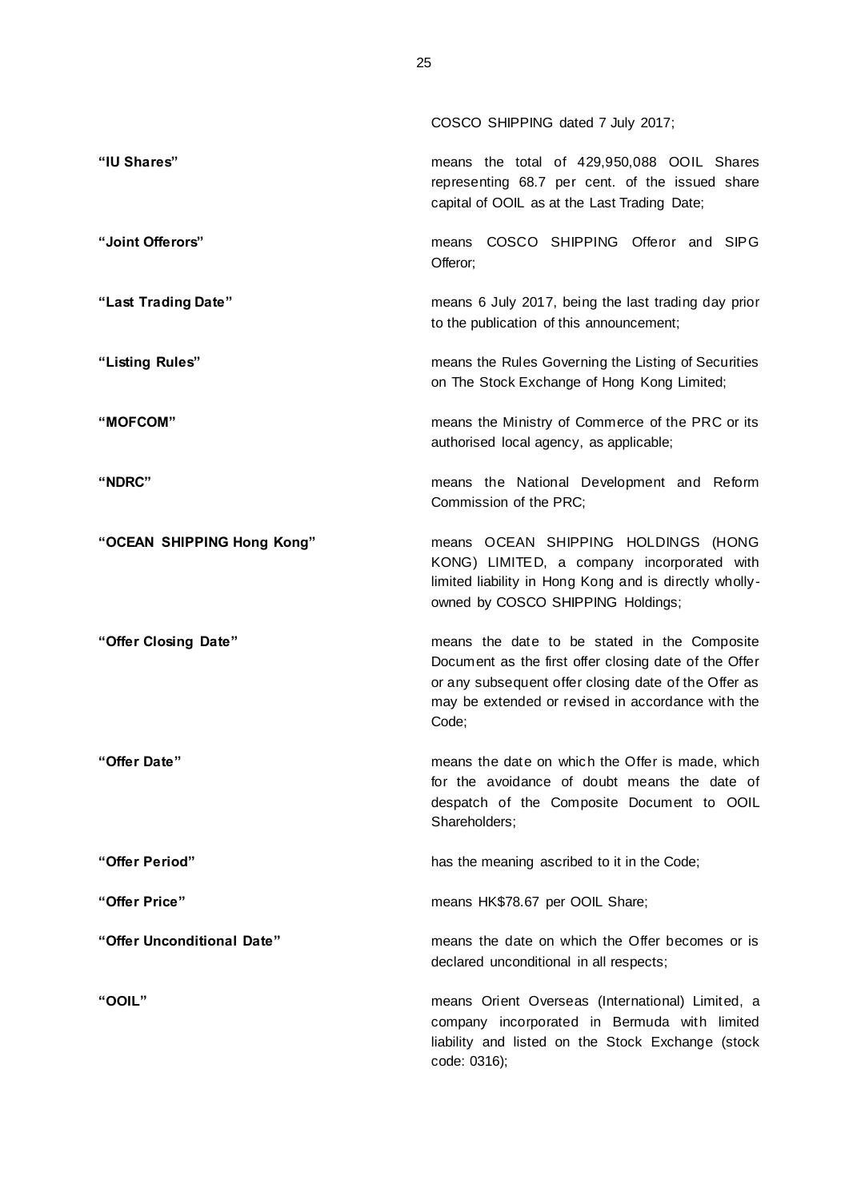COSCO SHIPPING dated 7 July 2017;

| | |
|---|---|
| **"IU Shares"** | means the total of 429,950,088 OOIL Shares representing 68.7 per cent. of the issued share capital of OOIL as at the Last Trading Date; |
| **"Joint Offerors"** | means COSCO SHIPPING Offeror and SIPG Offeror; |
| **"Last Trading Date"** | means 6 July 2017, being the last trading day prior to the publication of this announcement; |
| **"Listing Rules"** | means the Rules Governing the Listing of Securities on The Stock Exchange of Hong Kong Limited; |
| **"MOFCOM"** | means the Ministry of Commerce of the PRC or its authorised local agency, as applicable; |
| **"NDRC"** | means the National Development and Reform Commission of the PRC; |
| **"OCEAN SHIPPING Hong Kong"** | means OCEAN SHIPPING HOLDINGS (HONG KONG) LIMITED, a company incorporated with limited liability in Hong Kong and is directly wholly-owned by COSCO SHIPPING Holdings; |
| **"Offer Closing Date"** | means the date to be stated in the Composite Document as the first offer closing date of the Offer or any subsequent offer closing date of the Offer as may be extended or revised in accordance with the Code; |
| **"Offer Date"** | means the date on which the Offer is made, which for the avoidance of doubt means the date of despatch of the Composite Document to OOIL Shareholders; |
| **"Offer Period"** | has the meaning ascribed to it in the Code; |
| **"Offer Price"** | means HK$78.67 per OOIL Share; |
| **"Offer Unconditional Date"** | means the date on which the Offer becomes or is declared unconditional in all respects; |
| **"OOIL"** | means Orient Overseas (International) Limited, a company incorporated in Bermuda with limited liability and listed on the Stock Exchange (stock code: 0316); |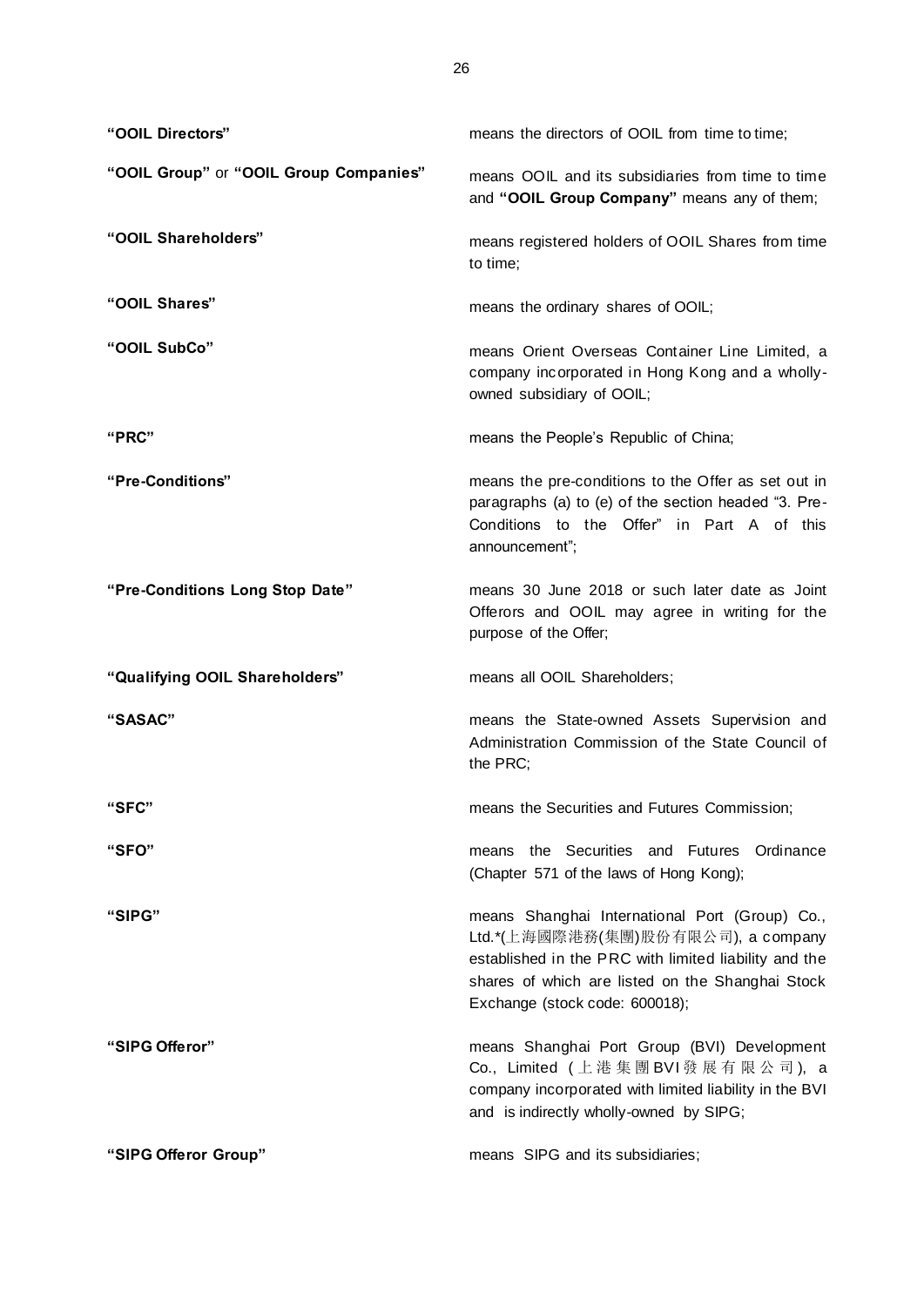| | |
|---|---|
| **"OOIL Directors"** | means the directors of OOIL from time to time; |
| **"OOIL Group"** or **"OOIL Group Companies"** | means OOIL and its subsidiaries from time to time and **"OOIL Group Company"** means any of them; |
| **"OOIL Shareholders"** | means registered holders of OOIL Shares from time to time; |
| **"OOIL Shares"** | means the ordinary shares of OOIL; |
| **"OOIL SubCo"** | means Orient Overseas Container Line Limited, a company incorporated in Hong Kong and a wholly-owned subsidiary of OOIL; |
| **"PRC"** | means the People's Republic of China; |
| **"Pre-Conditions"** | means the pre-conditions to the Offer as set out in paragraphs (a) to (e) of the section headed "3. Pre-Conditions to the Offer" in Part A of this announcement"; |
| **"Pre-Conditions Long Stop Date"** | means 30 June 2018 or such later date as Joint Offerors and OOIL may agree in writing for the purpose of the Offer; |
| **"Qualifying OOIL Shareholders"** | means all OOIL Shareholders; |
| **"SASAC"** | means the State-owned Assets Supervision and Administration Commission of the State Council of the PRC; |
| **"SFC"** | means the Securities and Futures Commission; |
| **"SFO"** | means the Securities and Futures Ordinance (Chapter 571 of the laws of Hong Kong); |
| **"SIPG"** | means Shanghai International Port (Group) Co., Ltd.*(上海國際港務(集團)股份有限公司), a company established in the PRC with limited liability and the shares of which are listed on the Shanghai Stock Exchange (stock code: 600018); |
| **"SIPG Offeror"** | means Shanghai Port Group (BVI) Development Co., Limited (上港集團BVI發展有限公司), a company incorporated with limited liability in the BVI and is indirectly wholly-owned by SIPG; |
| **"SIPG Offeror Group"** | means SIPG and its subsidiaries; |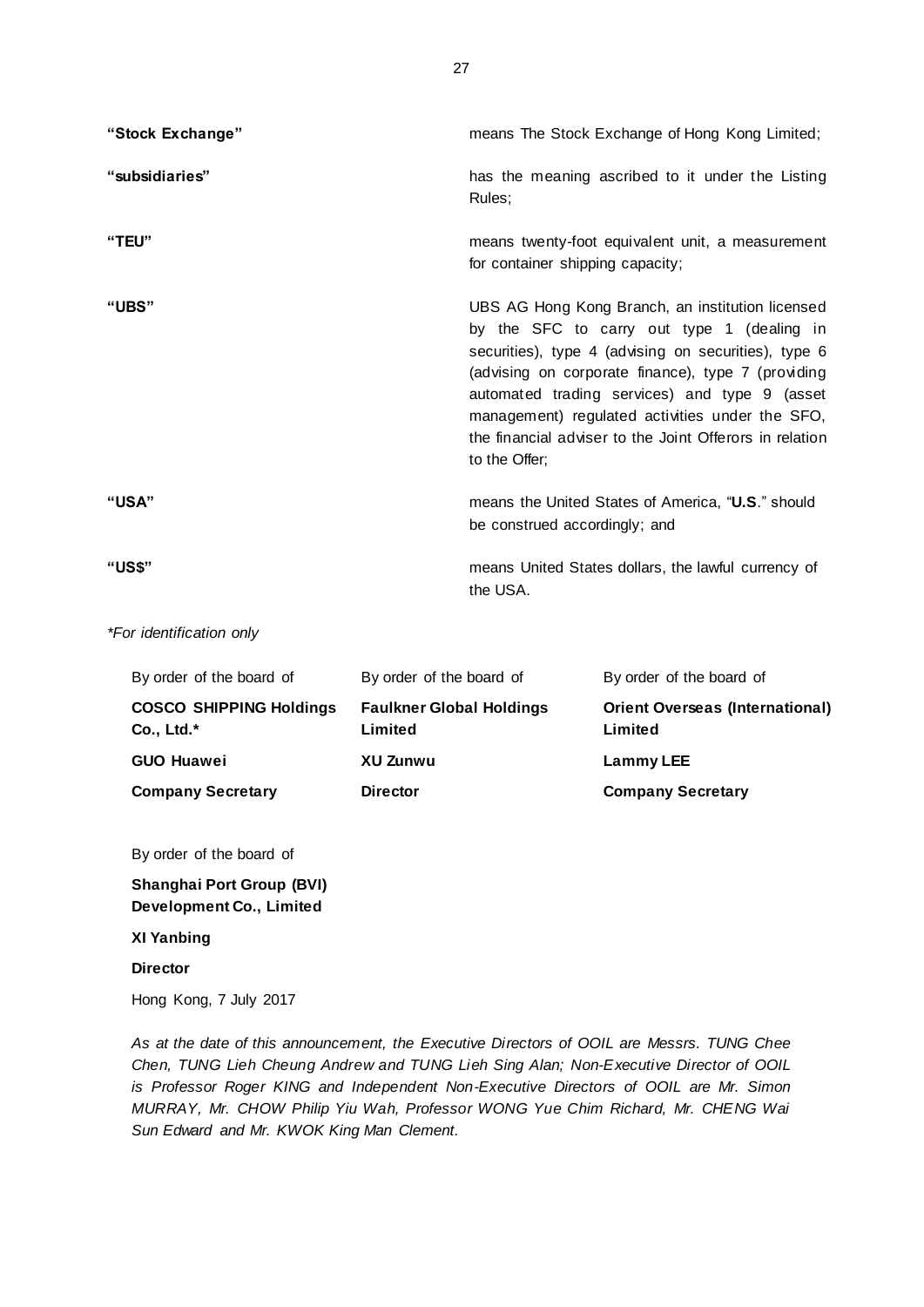**"Stock Exchange"** means The Stock Exchange of Hong Kong Limited;

**"subsidiaries"** has the meaning ascribed to it under the Listing Rules;

**"TEU"** means twenty-foot equivalent unit, a measurement for container shipping capacity;

**"UBS"** UBS AG Hong Kong Branch, an institution licensed by the SFC to carry out type 1 (dealing in securities), type 4 (advising on securities), type 6 (advising on corporate finance), type 7 (providing automated trading services) and type 9 (asset management) regulated activities under the SFO, the financial adviser to the Joint Offerors in relation to the Offer;

**"USA"** means the United States of America, "**U.S**." should be construed accordingly; and

**"US$"** means United States dollars, the lawful currency of the USA.

*\*For identification only*

| By order of the board of | By order of the board of | By order of the board of |
|---|---|---|
| **COSCO SHIPPING Holdings Co., Ltd.*** | **Faulkner Global Holdings Limited** | **Orient Overseas (International) Limited** |
| **GUO Huawei** | **XU Zunwu** | **Lammy LEE** |
| **Company Secretary** | **Director** | **Company Secretary** |

By order of the board of

**Shanghai Port Group (BVI) Development Co., Limited**

**XI Yanbing**

**Director**

Hong Kong, 7 July 2017

*As at the date of this announcement, the Executive Directors of OOIL are Messrs. TUNG Chee Chen, TUNG Lieh Cheung Andrew and TUNG Lieh Sing Alan; Non-Executive Director of OOIL is Professor Roger KING and Independent Non-Executive Directors of OOIL are Mr. Simon MURRAY, Mr. CHOW Philip Yiu Wah, Professor WONG Yue Chim Richard, Mr. CHENG Wai Sun Edward and Mr. KWOK King Man Clement.*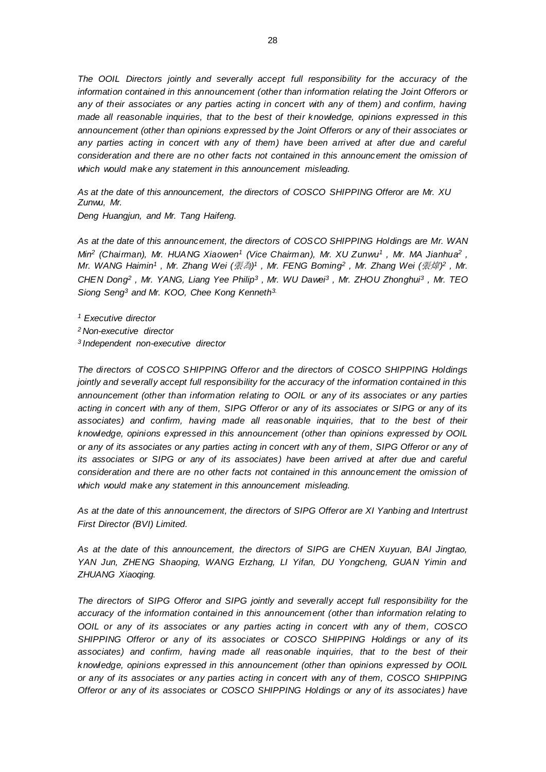*The OOIL Directors jointly and severally accept full responsibility for the accuracy of the information contained in this announcement (other than information relating the Joint Offerors or any of their associates or any parties acting in concert with any of them) and confirm, having made all reasonable inquiries, that to the best of their knowledge, opinions expressed in this announcement (other than opinions expressed by the Joint Offerors or any of their associates or any parties acting in concert with any of them) have been arrived at after due and careful consideration and there are no other facts not contained in this announcement the omission of which would make any statement in this announcement misleading.*

*As at the date of this announcement, the directors of COSCO SHIPPING Offeror are Mr. XU Zunwu, Mr. Deng Huangjun, and Mr. Tang Haifeng.*

*As at the date of this announcement, the directors of COSCO SHIPPING Holdings are Mr. WAN Min[2] (Chairman), Mr. HUANG Xiaowen[1] (Vice Chairman), Mr. XU Zunwu[1], Mr. MA Jianhua[2], Mr. WANG Haimin[1], Mr. Zhang Wei (張為)[1], Mr. FENG Boming[2], Mr. Zhang Wei (張煒)[2], Mr. CHEN Dong[2], Mr. YANG, Liang Yee Philip[3], Mr. WU Dawei[3], Mr. ZHOU Zhonghui[3], Mr. TEO Siong Seng[3] and Mr. KOO, Chee Kong Kenneth[3].*

*[1] Executive director*
*[2] Non-executive director*
*[3] Independent non-executive director*

*The directors of COSCO SHIPPING Offeror and the directors of COSCO SHIPPING Holdings jointly and severally accept full responsibility for the accuracy of the information contained in this announcement (other than information relating to OOIL or any of its associates or any parties acting in concert with any of them, SIPG Offeror or any of its associates or SIPG or any of its associates) and confirm, having made all reasonable inquiries, that to the best of their knowledge, opinions expressed in this announcement (other than opinions expressed by OOIL or any of its associates or any parties acting in concert with any of them, SIPG Offeror or any of its associates or SIPG or any of its associates) have been arrived at after due and careful consideration and there are no other facts not contained in this announcement the omission of which would make any statement in this announcement misleading.*

*As at the date of this announcement, the directors of SIPG Offeror are XI Yanbing and Intertrust First Director (BVI) Limited.*

*As at the date of this announcement, the directors of SIPG are CHEN Xuyuan, BAI Jingtao, YAN Jun, ZHENG Shaoping, WANG Erzhang, LI Yifan, DU Yongcheng, GUAN Yimin and ZHUANG Xiaoqing.*

*The directors of SIPG Offeror and SIPG jointly and severally accept full responsibility for the accuracy of the information contained in this announcement (other than information relating to OOIL or any of its associates or any parties acting in concert with any of them, COSCO SHIPPING Offeror or any of its associates or COSCO SHIPPING Holdings or any of its associates) and confirm, having made all reasonable inquiries, that to the best of their knowledge, opinions expressed in this announcement (other than opinions expressed by OOIL or any of its associates or any parties acting in concert with any of them, COSCO SHIPPING Offeror or any of its associates or COSCO SHIPPING Holdings or any of its associates) have*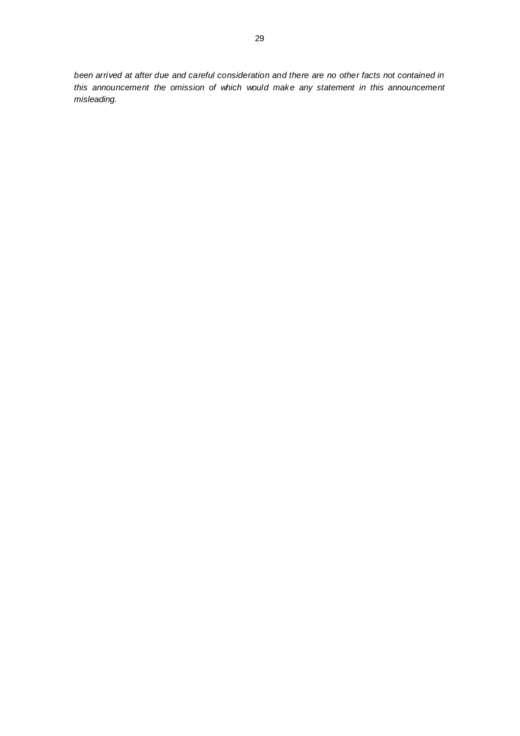*been arrived at after due and careful consideration and there are no other facts not contained in this announcement the omission of which would make any statement in this announcement misleading.*